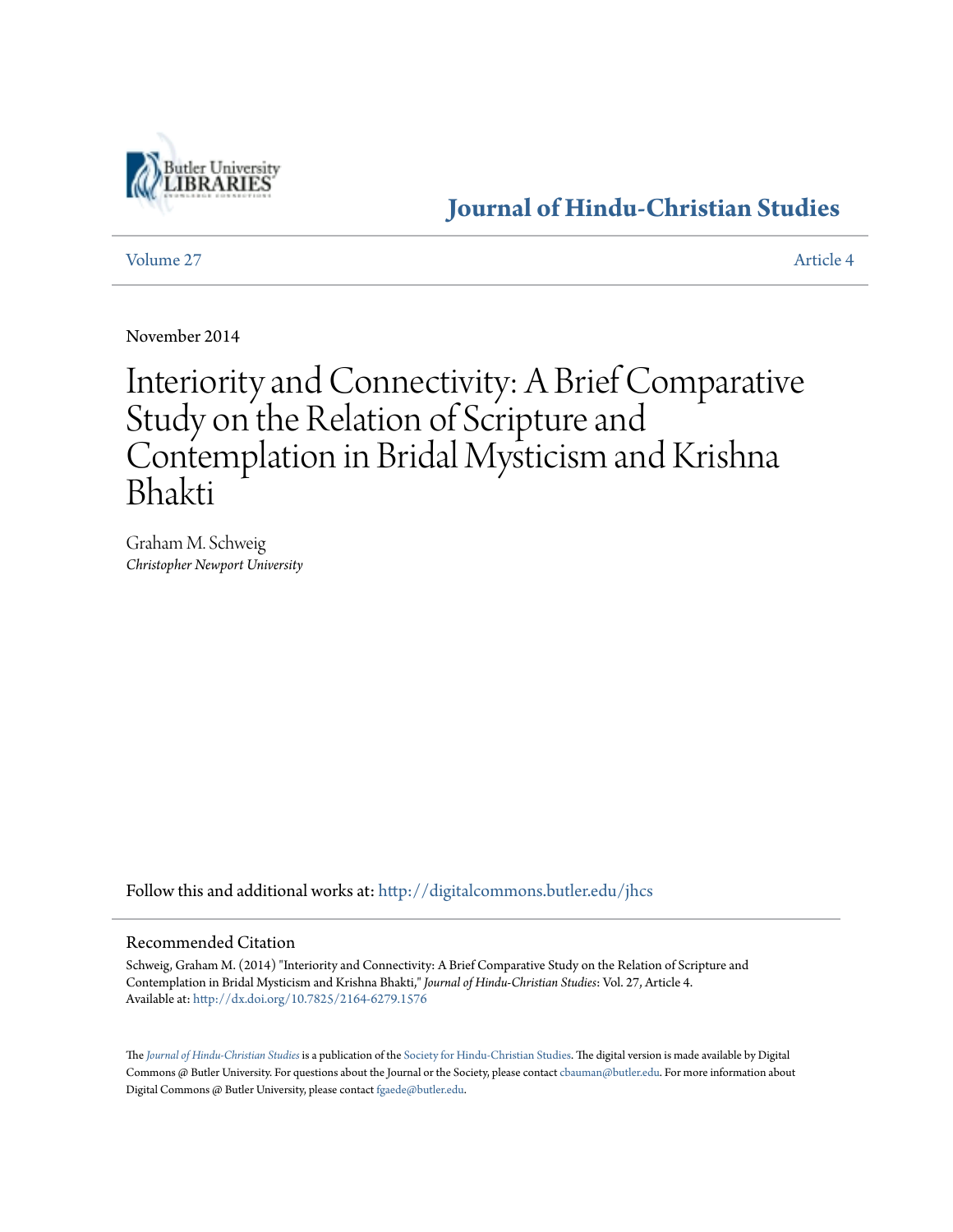Butler University LIBRARIES

# Journal of Hindu-Christian Studies

Volume 27 | Article 4

November 2014

# Interiority and Connectivity: A Brief Comparative Study on the Relation of Scripture and Contemplation in Bridal Mysticism and Krishna Bhakti

Graham M. Schweig
*Christopher Newport University*

Follow this and additional works at: http://digitalcommons.butler.edu/jhcs

## Recommended Citation

Schweig, Graham M. (2014) "Interiority and Connectivity: A Brief Comparative Study on the Relation of Scripture and Contemplation in Bridal Mysticism and Krishna Bhakti," *Journal of Hindu-Christian Studies*: Vol. 27, Article 4.
Available at: http://dx.doi.org/10.7825/2164-6279.1576

The *Journal of Hindu-Christian Studies* is a publication of the Society for Hindu-Christian Studies. The digital version is made available by Digital Commons @ Butler University. For questions about the Journal or the Society, please contact cbauman@butler.edu. For more information about Digital Commons @ Butler University, please contact fgaede@butler.edu.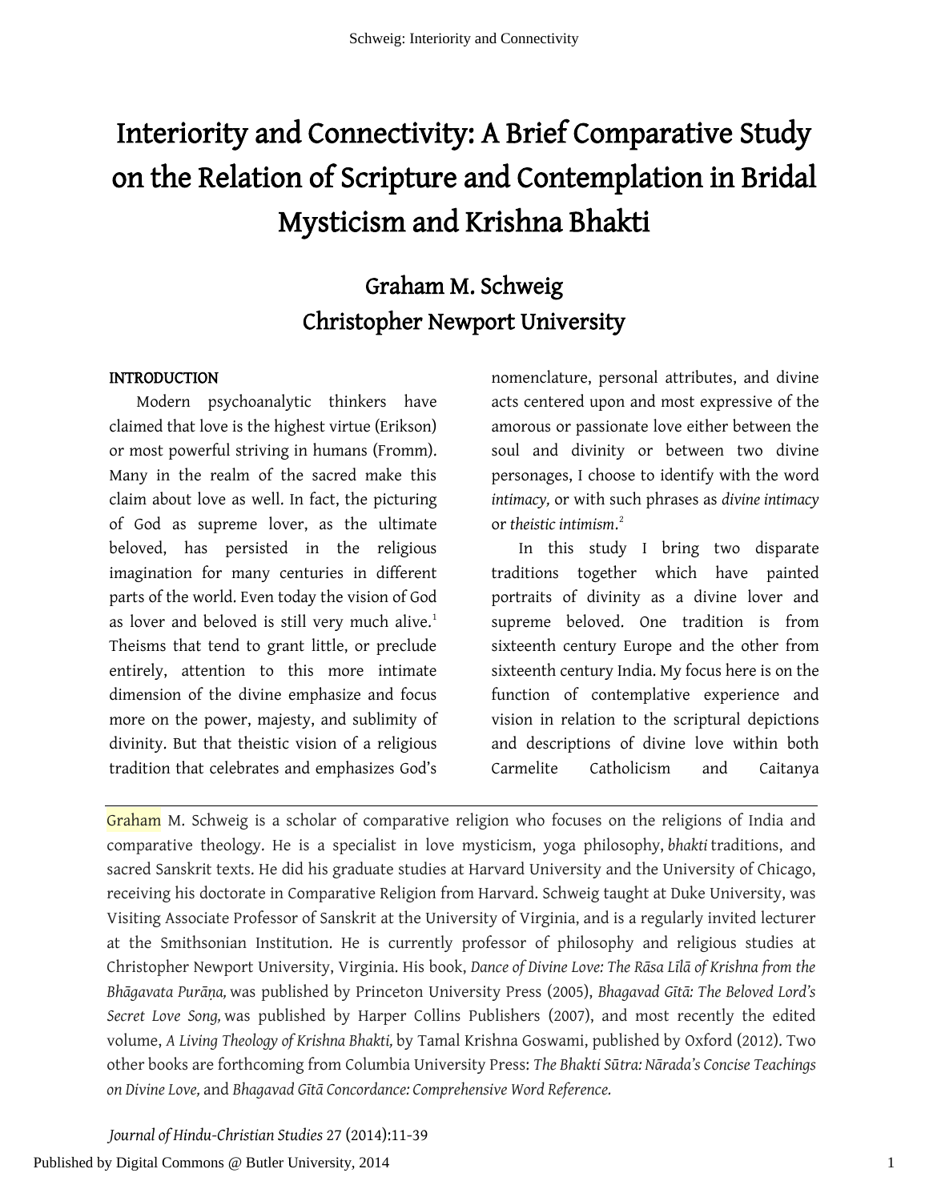# Interiority and Connectivity: A Brief Comparative Study on the Relation of Scripture and Contemplation in Bridal Mysticism and Krishna Bhakti

## Graham M. Schweig
## Christopher Newport University

### INTRODUCTION

Modern psychoanalytic thinkers have claimed that love is the highest virtue (Erikson) or most powerful striving in humans (Fromm). Many in the realm of the sacred make this claim about love as well. In fact, the picturing of God as supreme lover, as the ultimate beloved, has persisted in the religious imagination for many centuries in different parts of the world. Even today the vision of God as lover and beloved is still very much alive.[1] Theisms that tend to grant little, or preclude entirely, attention to this more intimate dimension of the divine emphasize and focus more on the power, majesty, and sublimity of divinity. But that theistic vision of a religious tradition that celebrates and emphasizes God's nomenclature, personal attributes, and divine acts centered upon and most expressive of the amorous or passionate love either between the soul and divinity or between two divine personages, I choose to identify with the word *intimacy,* or with such phrases as *divine intimacy* or *theistic intimism*.[2]

In this study I bring two disparate traditions together which have painted portraits of divinity as a divine lover and supreme beloved. One tradition is from sixteenth century Europe and the other from sixteenth century India. My focus here is on the function of contemplative experience and vision in relation to the scriptural depictions and descriptions of divine love within both Carmelite Catholicism and Caitanya

---

Graham M. Schweig is a scholar of comparative religion who focuses on the religions of India and comparative theology. He is a specialist in love mysticism, yoga philosophy, *bhakti* traditions, and sacred Sanskrit texts. He did his graduate studies at Harvard University and the University of Chicago, receiving his doctorate in Comparative Religion from Harvard. Schweig taught at Duke University, was Visiting Associate Professor of Sanskrit at the University of Virginia, and is a regularly invited lecturer at the Smithsonian Institution. He is currently professor of philosophy and religious studies at Christopher Newport University, Virginia. His book, *Dance of Divine Love: The Rāsa Līlā of Krishna from the Bhāgavata Purāṇa,* was published by Princeton University Press (2005), *Bhagavad Gītā: The Beloved Lord's Secret Love Song,* was published by Harper Collins Publishers (2007), and most recently the edited volume, *A Living Theology of Krishna Bhakti,* by Tamal Krishna Goswami, published by Oxford (2012). Two other books are forthcoming from Columbia University Press: *The Bhakti Sūtra: Nārada's Concise Teachings on Divine Love,* and *Bhagavad Gītā Concordance: Comprehensive Word Reference.*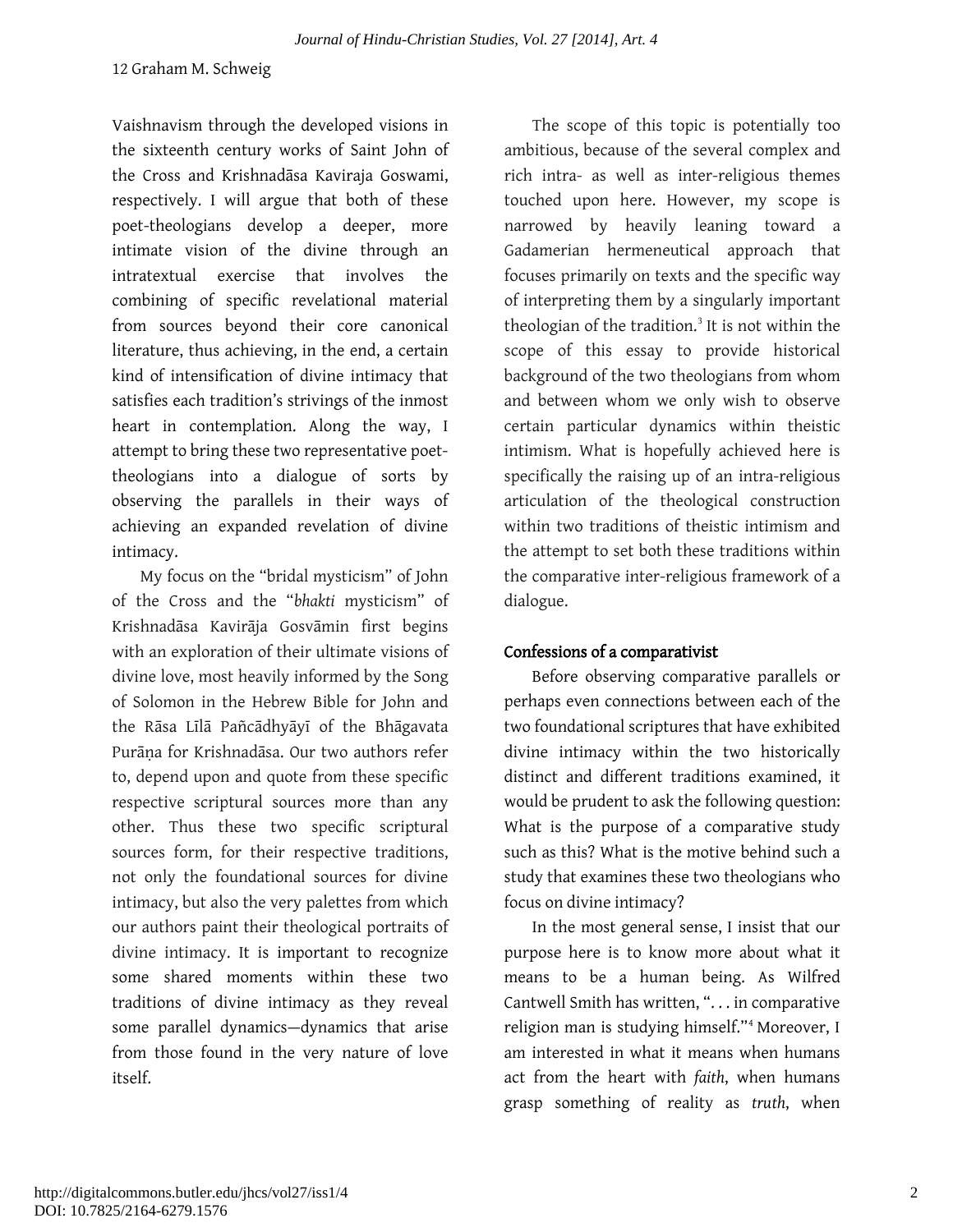Vaishnavism through the developed visions in the sixteenth century works of Saint John of the Cross and Krishnadāsa Kaviraja Goswami, respectively. I will argue that both of these poet-theologians develop a deeper, more intimate vision of the divine through an intratextual exercise that involves the combining of specific revelational material from sources beyond their core canonical literature, thus achieving, in the end, a certain kind of intensification of divine intimacy that satisfies each tradition's strivings of the inmost heart in contemplation. Along the way, I attempt to bring these two representative poet-theologians into a dialogue of sorts by observing the parallels in their ways of achieving an expanded revelation of divine intimacy.

My focus on the "bridal mysticism" of John of the Cross and the "*bhakti* mysticism" of Krishnadāsa Kavirāja Gosvāmin first begins with an exploration of their ultimate visions of divine love, most heavily informed by the Song of Solomon in the Hebrew Bible for John and the Rāsa Līlā Pañcādhyāyī of the Bhāgavata Purāṇa for Krishnadāsa. Our two authors refer to, depend upon and quote from these specific respective scriptural sources more than any other. Thus these two specific scriptural sources form, for their respective traditions, not only the foundational sources for divine intimacy, but also the very palettes from which our authors paint their theological portraits of divine intimacy. It is important to recognize some shared moments within these two traditions of divine intimacy as they reveal some parallel dynamics—dynamics that arise from those found in the very nature of love itself.

The scope of this topic is potentially too ambitious, because of the several complex and rich intra- as well as inter-religious themes touched upon here. However, my scope is narrowed by heavily leaning toward a Gadamerian hermeneutical approach that focuses primarily on texts and the specific way of interpreting them by a singularly important theologian of the tradition.[3] It is not within the scope of this essay to provide historical background of the two theologians from whom and between whom we only wish to observe certain particular dynamics within theistic intimism. What is hopefully achieved here is specifically the raising up of an intra-religious articulation of the theological construction within two traditions of theistic intimism and the attempt to set both these traditions within the comparative inter-religious framework of a dialogue.

## Confessions of a comparativist

Before observing comparative parallels or perhaps even connections between each of the two foundational scriptures that have exhibited divine intimacy within the two historically distinct and different traditions examined, it would be prudent to ask the following question: What is the purpose of a comparative study such as this? What is the motive behind such a study that examines these two theologians who focus on divine intimacy?

In the most general sense, I insist that our purpose here is to know more about what it means to be a human being. As Wilfred Cantwell Smith has written, ". . . in comparative religion man is studying himself."[4] Moreover, I am interested in what it means when humans act from the heart with *faith*, when humans grasp something of reality as *truth*, when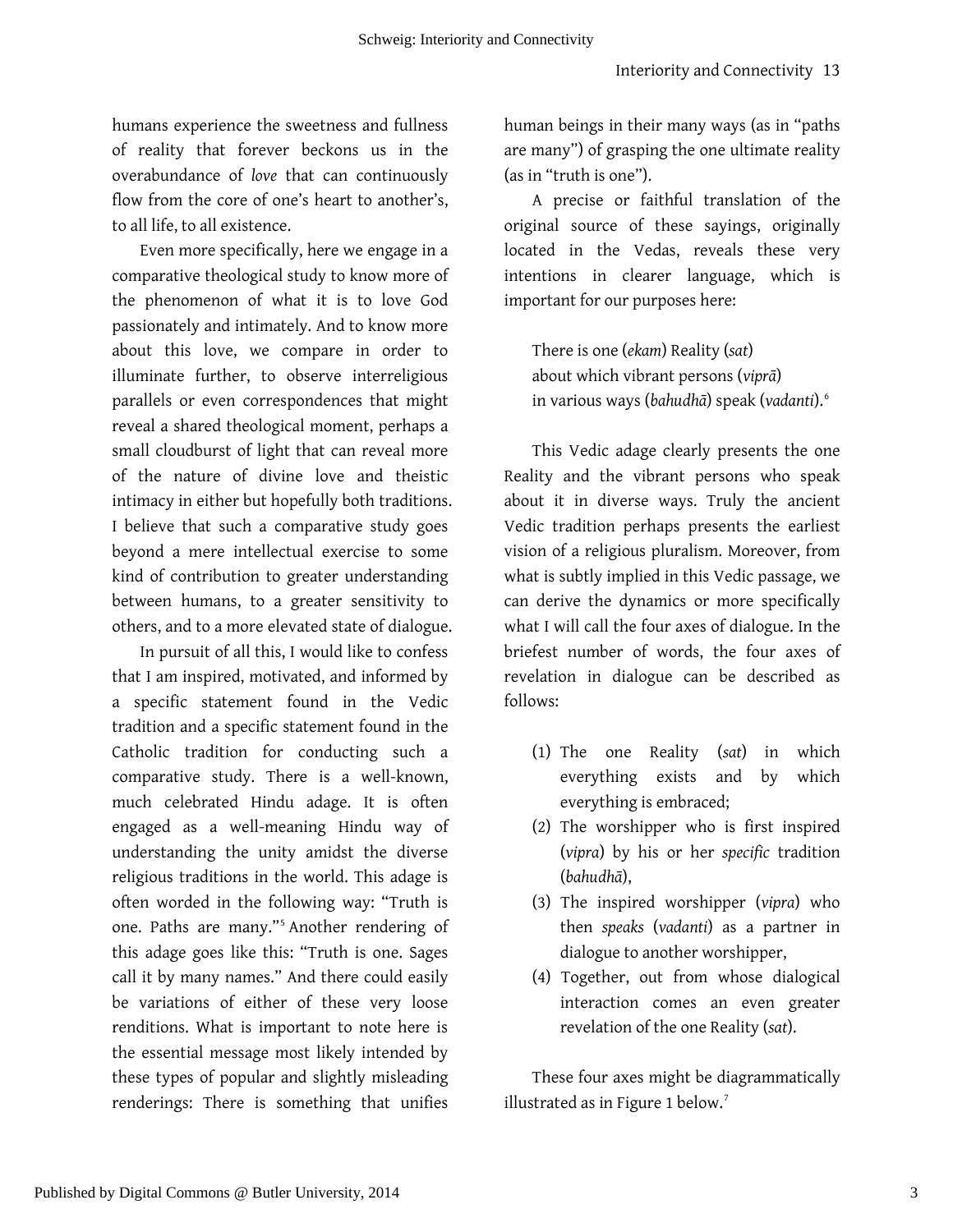humans experience the sweetness and fullness of reality that forever beckons us in the overabundance of *love* that can continuously flow from the core of one's heart to another's, to all life, to all existence.

Even more specifically, here we engage in a comparative theological study to know more of the phenomenon of what it is to love God passionately and intimately. And to know more about this love, we compare in order to illuminate further, to observe interreligious parallels or even correspondences that might reveal a shared theological moment, perhaps a small cloudburst of light that can reveal more of the nature of divine love and theistic intimacy in either but hopefully both traditions. I believe that such a comparative study goes beyond a mere intellectual exercise to some kind of contribution to greater understanding between humans, to a greater sensitivity to others, and to a more elevated state of dialogue.

In pursuit of all this, I would like to confess that I am inspired, motivated, and informed by a specific statement found in the Vedic tradition and a specific statement found in the Catholic tradition for conducting such a comparative study. There is a well-known, much celebrated Hindu adage. It is often engaged as a well-meaning Hindu way of understanding the unity amidst the diverse religious traditions in the world. This adage is often worded in the following way: "Truth is one. Paths are many."[5] Another rendering of this adage goes like this: "Truth is one. Sages call it by many names." And there could easily be variations of either of these very loose renditions. What is important to note here is the essential message most likely intended by these types of popular and slightly misleading renderings: There is something that unifies human beings in their many ways (as in "paths are many") of grasping the one ultimate reality (as in "truth is one").

A precise or faithful translation of the original source of these sayings, originally located in the Vedas, reveals these very intentions in clearer language, which is important for our purposes here:

> There is one (*ekam*) Reality (*sat*)
> about which vibrant persons (*viprā*)
> in various ways (*bahudhā*) speak (*vadanti*).[6]

This Vedic adage clearly presents the one Reality and the vibrant persons who speak about it in diverse ways. Truly the ancient Vedic tradition perhaps presents the earliest vision of a religious pluralism. Moreover, from what is subtly implied in this Vedic passage, we can derive the dynamics or more specifically what I will call the four axes of dialogue. In the briefest number of words, the four axes of revelation in dialogue can be described as follows:

1. The one Reality (*sat*) in which everything exists and by which everything is embraced;
2. The worshipper who is first inspired (*vipra*) by his or her *specific* tradition (*bahudhā*),
3. The inspired worshipper (*vipra*) who then *speaks* (*vadanti*) as a partner in dialogue to another worshipper,
4. Together, out from whose dialogical interaction comes an even greater revelation of the one Reality (*sat*).

These four axes might be diagrammatically illustrated as in Figure 1 below.[7]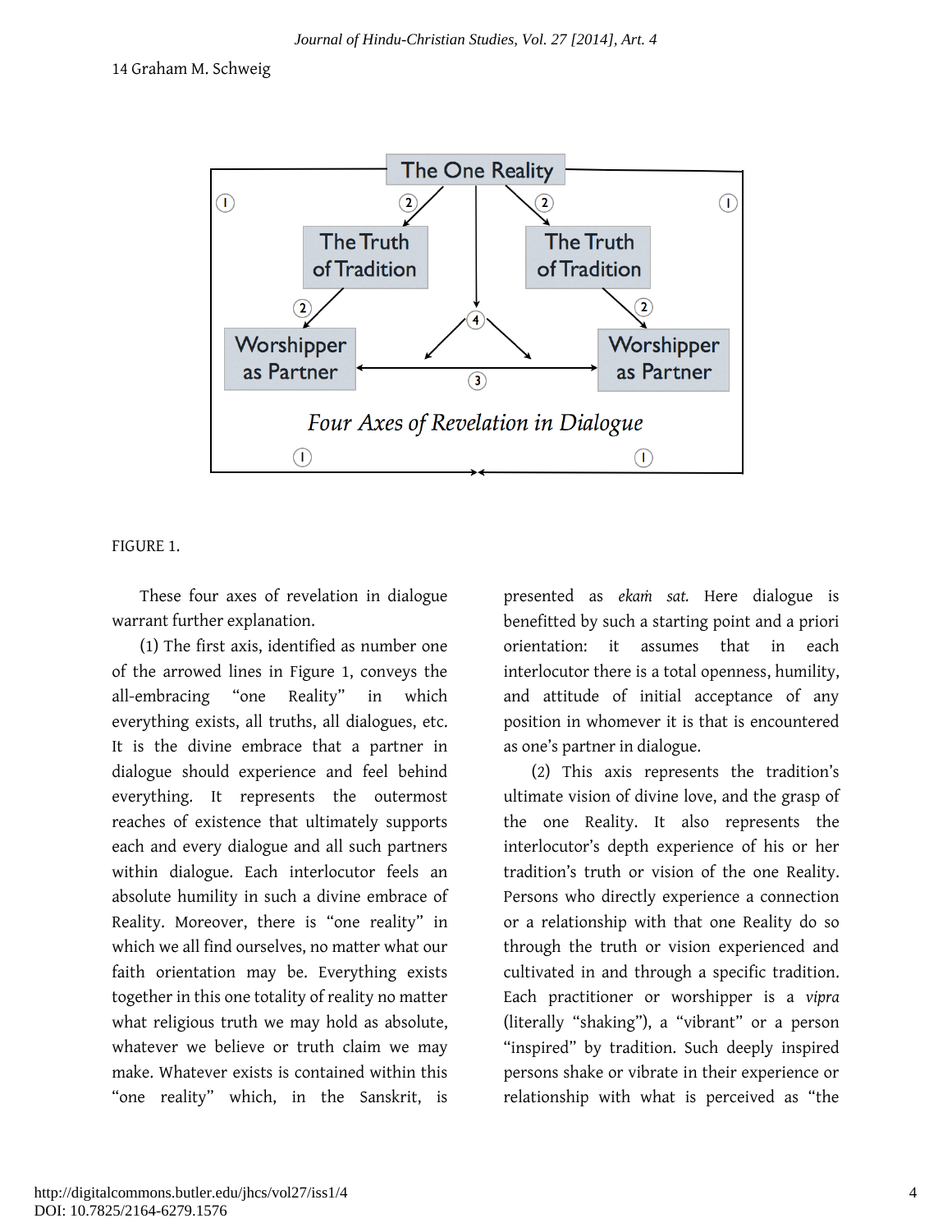FIGURE 1.

These four axes of revelation in dialogue warrant further explanation.

(1) The first axis, identified as number one of the arrowed lines in Figure 1, conveys the all-embracing "one Reality" in which everything exists, all truths, all dialogues, etc. It is the divine embrace that a partner in dialogue should experience and feel behind everything. It represents the outermost reaches of existence that ultimately supports each and every dialogue and all such partners within dialogue. Each interlocutor feels an absolute humility in such a divine embrace of Reality. Moreover, there is "one reality" in which we all find ourselves, no matter what our faith orientation may be. Everything exists together in this one totality of reality no matter what religious truth we may hold as absolute, whatever we believe or truth claim we may make. Whatever exists is contained within this "one reality" which, in the Sanskrit, is presented as *ekaṁ sat.* Here dialogue is benefitted by such a starting point and a priori orientation: it assumes that in each interlocutor there is a total openness, humility, and attitude of initial acceptance of any position in whomever it is that is encountered as one's partner in dialogue.

(2) This axis represents the tradition's ultimate vision of divine love, and the grasp of the one Reality. It also represents the interlocutor's depth experience of his or her tradition's truth or vision of the one Reality. Persons who directly experience a connection or a relationship with that one Reality do so through the truth or vision experienced and cultivated in and through a specific tradition. Each practitioner or worshipper is a *vipra* (literally "shaking"), a "vibrant" or a person "inspired" by tradition. Such deeply inspired persons shake or vibrate in their experience or relationship with what is perceived as "the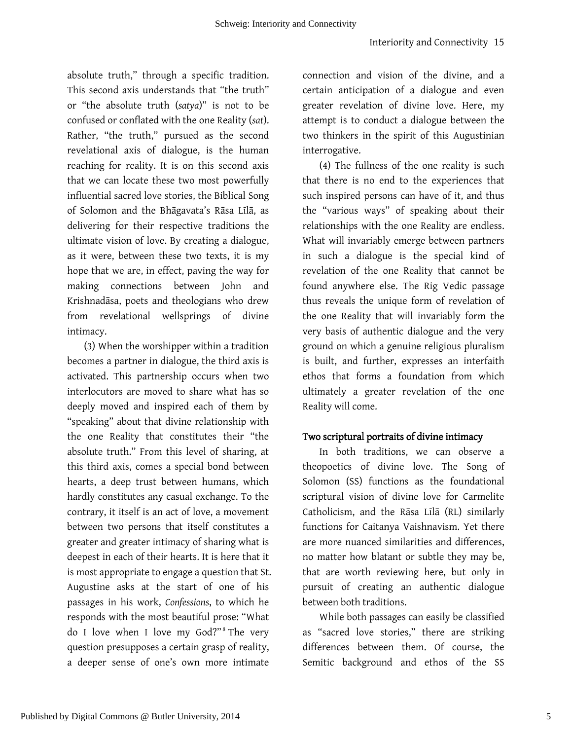absolute truth," through a specific tradition. This second axis understands that "the truth" or "the absolute truth (*satya*)" is not to be confused or conflated with the one Reality (*sat*). Rather, "the truth," pursued as the second revelational axis of dialogue, is the human reaching for reality. It is on this second axis that we can locate these two most powerfully influential sacred love stories, the Biblical Song of Solomon and the Bhāgavata's Rāsa Līlā, as delivering for their respective traditions the ultimate vision of love. By creating a dialogue, as it were, between these two texts, it is my hope that we are, in effect, paving the way for making connections between John and Krishnadāsa, poets and theologians who drew from revelational wellsprings of divine intimacy.

(3) When the worshipper within a tradition becomes a partner in dialogue, the third axis is activated. This partnership occurs when two interlocutors are moved to share what has so deeply moved and inspired each of them by "speaking" about that divine relationship with the one Reality that constitutes their "the absolute truth." From this level of sharing, at this third axis, comes a special bond between hearts, a deep trust between humans, which hardly constitutes any casual exchange. To the contrary, it itself is an act of love, a movement between two persons that itself constitutes a greater and greater intimacy of sharing what is deepest in each of their hearts. It is here that it is most appropriate to engage a question that St. Augustine asks at the start of one of his passages in his work, *Confessions*, to which he responds with the most beautiful prose: "What do I love when I love my God?"[8] The very question presupposes a certain grasp of reality, a deeper sense of one's own more intimate connection and vision of the divine, and a certain anticipation of a dialogue and even greater revelation of divine love. Here, my attempt is to conduct a dialogue between the two thinkers in the spirit of this Augustinian interrogative.

(4) The fullness of the one reality is such that there is no end to the experiences that such inspired persons can have of it, and thus the "various ways" of speaking about their relationships with the one Reality are endless. What will invariably emerge between partners in such a dialogue is the special kind of revelation of the one Reality that cannot be found anywhere else. The Rig Vedic passage thus reveals the unique form of revelation of the one Reality that will invariably form the very basis of authentic dialogue and the very ground on which a genuine religious pluralism is built, and further, expresses an interfaith ethos that forms a foundation from which ultimately a greater revelation of the one Reality will come.

## Two scriptural portraits of divine intimacy

In both traditions, we can observe a theopoetics of divine love. The Song of Solomon (SS) functions as the foundational scriptural vision of divine love for Carmelite Catholicism, and the Rāsa Līlā (RL) similarly functions for Caitanya Vaishnavism. Yet there are more nuanced similarities and differences, no matter how blatant or subtle they may be, that are worth reviewing here, but only in pursuit of creating an authentic dialogue between both traditions.

While both passages can easily be classified as "sacred love stories," there are striking differences between them. Of course, the Semitic background and ethos of the SS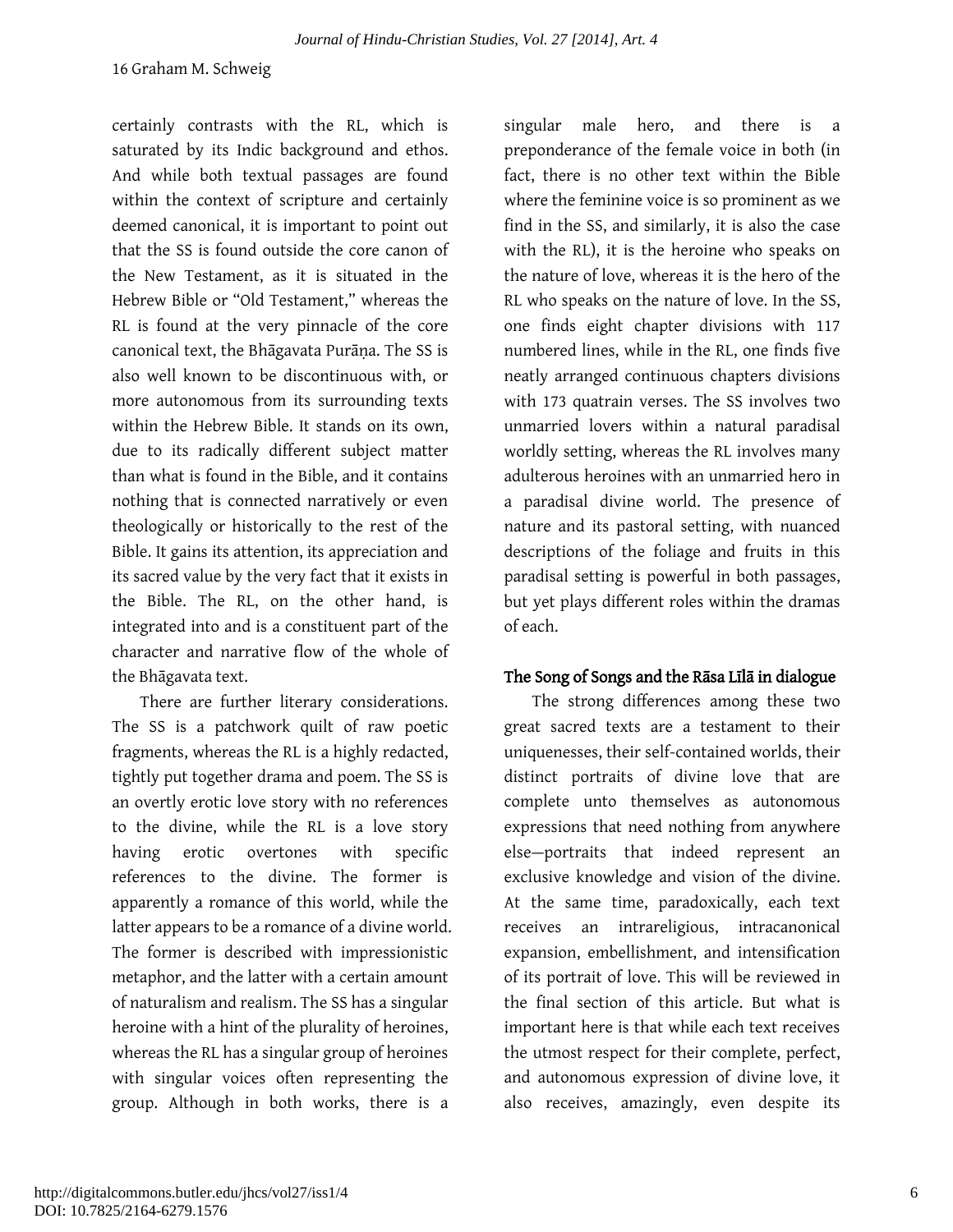certainly contrasts with the RL, which is saturated by its Indic background and ethos. And while both textual passages are found within the context of scripture and certainly deemed canonical, it is important to point out that the SS is found outside the core canon of the New Testament, as it is situated in the Hebrew Bible or "Old Testament," whereas the RL is found at the very pinnacle of the core canonical text, the Bhāgavata Purāṇa. The SS is also well known to be discontinuous with, or more autonomous from its surrounding texts within the Hebrew Bible. It stands on its own, due to its radically different subject matter than what is found in the Bible, and it contains nothing that is connected narratively or even theologically or historically to the rest of the Bible. It gains its attention, its appreciation and its sacred value by the very fact that it exists in the Bible. The RL, on the other hand, is integrated into and is a constituent part of the character and narrative flow of the whole of the Bhāgavata text.

There are further literary considerations. The SS is a patchwork quilt of raw poetic fragments, whereas the RL is a highly redacted, tightly put together drama and poem. The SS is an overtly erotic love story with no references to the divine, while the RL is a love story having erotic overtones with specific references to the divine. The former is apparently a romance of this world, while the latter appears to be a romance of a divine world. The former is described with impressionistic metaphor, and the latter with a certain amount of naturalism and realism. The SS has a singular heroine with a hint of the plurality of heroines, whereas the RL has a singular group of heroines with singular voices often representing the group. Although in both works, there is a singular male hero, and there is a preponderance of the female voice in both (in fact, there is no other text within the Bible where the feminine voice is so prominent as we find in the SS, and similarly, it is also the case with the RL), it is the heroine who speaks on the nature of love, whereas it is the hero of the RL who speaks on the nature of love. In the SS, one finds eight chapter divisions with 117 numbered lines, while in the RL, one finds five neatly arranged continuous chapters divisions with 173 quatrain verses. The SS involves two unmarried lovers within a natural paradisal worldly setting, whereas the RL involves many adulterous heroines with an unmarried hero in a paradisal divine world. The presence of nature and its pastoral setting, with nuanced descriptions of the foliage and fruits in this paradisal setting is powerful in both passages, but yet plays different roles within the dramas of each.

## The Song of Songs and the Rāsa Līlā in dialogue

The strong differences among these two great sacred texts are a testament to their uniquenesses, their self-contained worlds, their distinct portraits of divine love that are complete unto themselves as autonomous expressions that need nothing from anywhere else—portraits that indeed represent an exclusive knowledge and vision of the divine. At the same time, paradoxically, each text receives an intrareligious, intracanonical expansion, embellishment, and intensification of its portrait of love. This will be reviewed in the final section of this article. But what is important here is that while each text receives the utmost respect for their complete, perfect, and autonomous expression of divine love, it also receives, amazingly, even despite its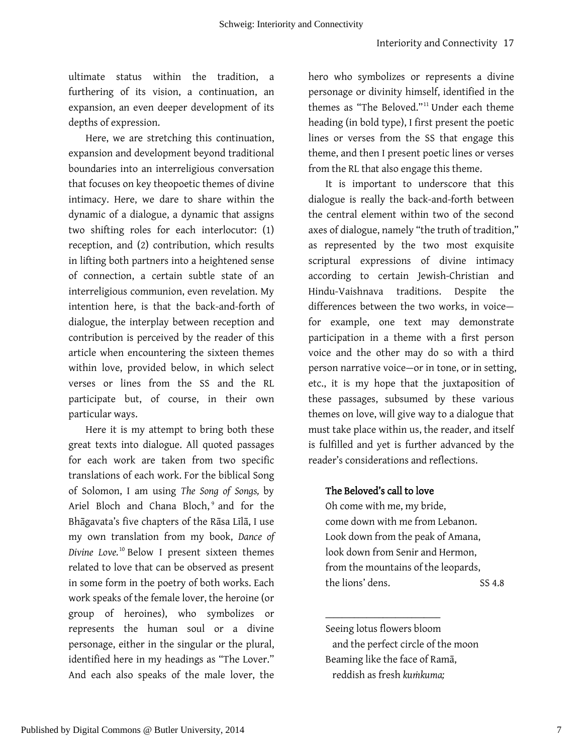ultimate status within the tradition, a furthering of its vision, a continuation, an expansion, an even deeper development of its depths of expression.

Here, we are stretching this continuation, expansion and development beyond traditional boundaries into an interreligious conversation that focuses on key theopoetic themes of divine intimacy. Here, we dare to share within the dynamic of a dialogue, a dynamic that assigns two shifting roles for each interlocutor: (1) reception, and (2) contribution, which results in lifting both partners into a heightened sense of connection, a certain subtle state of an interreligious communion, even revelation. My intention here, is that the back-and-forth of dialogue, the interplay between reception and contribution is perceived by the reader of this article when encountering the sixteen themes within love, provided below, in which select verses or lines from the SS and the RL participate but, of course, in their own particular ways.

Here it is my attempt to bring both these great texts into dialogue. All quoted passages for each work are taken from two specific translations of each work. For the biblical Song of Solomon, I am using *The Song of Songs,* by Ariel Bloch and Chana Bloch,[9] and for the Bhāgavata's five chapters of the Rāsa Līlā, I use my own translation from my book, *Dance of Divine Love.*[10] Below I present sixteen themes related to love that can be observed as present in some form in the poetry of both works. Each work speaks of the female lover, the heroine (or group of heroines), who symbolizes or represents the human soul or a divine personage, either in the singular or the plural, identified here in my headings as "The Lover." And each also speaks of the male lover, the hero who symbolizes or represents a divine personage or divinity himself, identified in the themes as "The Beloved."[11] Under each theme heading (in bold type), I first present the poetic lines or verses from the SS that engage this theme, and then I present poetic lines or verses from the RL that also engage this theme.

It is important to underscore that this dialogue is really the back-and-forth between the central element within two of the second axes of dialogue, namely "the truth of tradition," as represented by the two most exquisite scriptural expressions of divine intimacy according to certain Jewish-Christian and Hindu-Vaishnava traditions. Despite the differences between the two works, in voice—for example, one text may demonstrate participation in a theme with a first person voice and the other may do so with a third person narrative voice—or in tone, or in setting, etc., it is my hope that the juxtaposition of these passages, subsumed by these various themes on love, will give way to a dialogue that must take place within us, the reader, and itself is fulfilled and yet is further advanced by the reader's considerations and reflections.

**The Beloved's call to love**

Oh come with me, my bride,
come down with me from Lebanon.
Look down from the peak of Amana,
look down from Senir and Hermon,
from the mountains of the leopards,
the lions' dens. SS 4.8

\_\_\_\_\_\_\_\_\_\_\_\_\_\_\_\_\_\_\_\_\_\_\_\_

Seeing lotus flowers bloom
  and the perfect circle of the moon
Beaming like the face of Ramā,
  reddish as fresh *kuṁkuma;*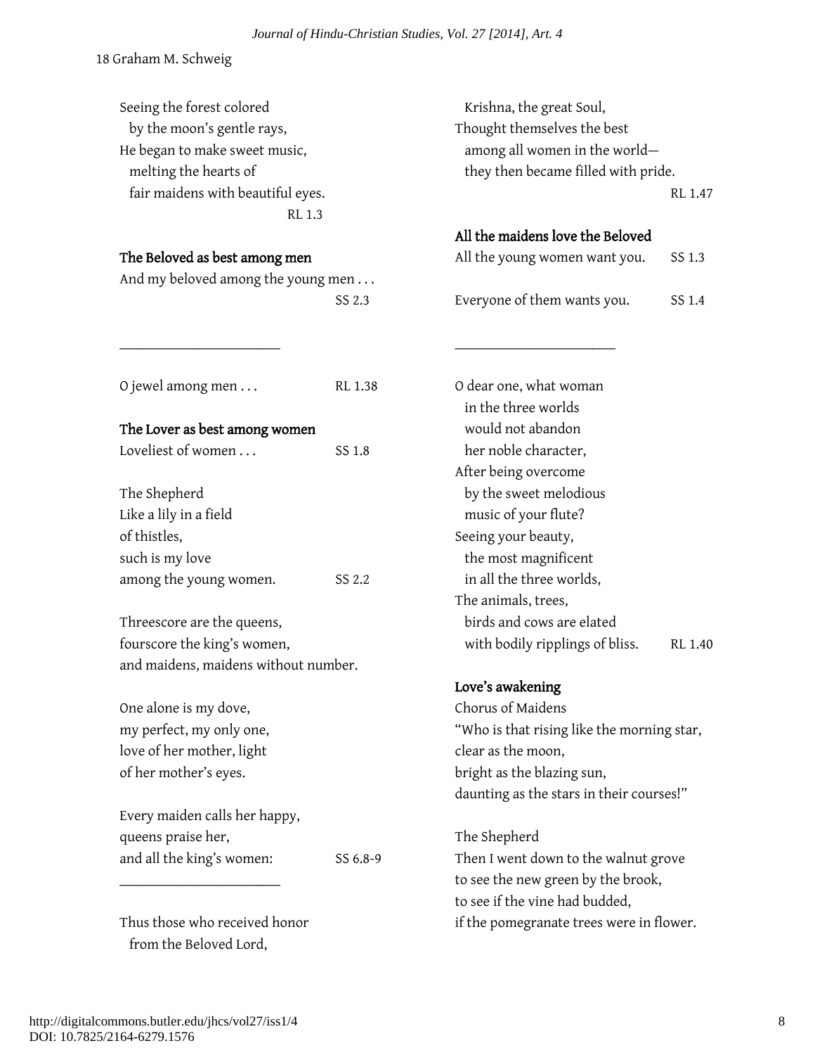Seeing the forest colored
  by the moon's gentle rays,
He began to make sweet music,
  melting the hearts of
  fair maidens with beautiful eyes.
RL 1.3

**The Beloved as best among men**

And my beloved among the young men . . .
SS 2.3

---

O jewel among men . . . RL 1.38

**The Lover as best among women**

Loveliest of women . . . SS 1.8

The Shepherd
Like a lily in a field
of thistles,
such is my love
among the young women. SS 2.2

Threescore are the queens,
fourscore the king's women,
and maidens, maidens without number.

One alone is my dove,
my perfect, my only one,
love of her mother, light
of her mother's eyes.

Every maiden calls her happy,
queens praise her,
and all the king's women: SS 6.8-9

---

Thus those who received honor
  from the Beloved Lord,
  Krishna, the great Soul,
Thought themselves the best
  among all women in the world—
  they then became filled with pride.
RL 1.47

**All the maidens love the Beloved**

All the young women want you. SS 1.3

Everyone of them wants you. SS 1.4

---

O dear one, what woman
  in the three worlds
  would not abandon
  her noble character,
After being overcome
  by the sweet melodious
  music of your flute?
Seeing your beauty,
  the most magnificent
  in all the three worlds,
The animals, trees,
  birds and cows are elated
  with bodily ripplings of bliss. RL 1.40

**Love's awakening**

Chorus of Maidens
"Who is that rising like the morning star,
clear as the moon,
bright as the blazing sun,
daunting as the stars in their courses!"

The Shepherd
Then I went down to the walnut grove
to see the new green by the brook,
to see if the vine had budded,
if the pomegranate trees were in flower.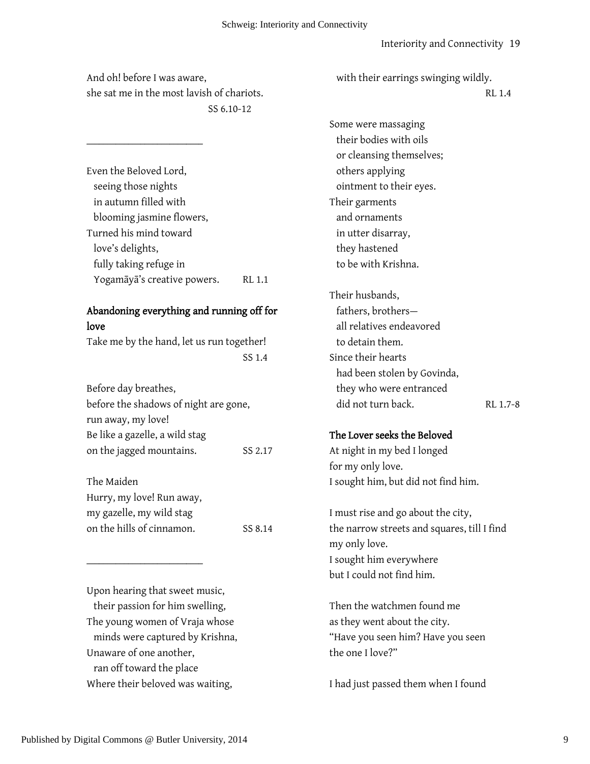And oh! before I was aware,
she sat me in the most lavish of chariots.
SS 6.10-12

______________________

Even the Beloved Lord,
  seeing those nights
  in autumn filled with
  blooming jasmine flowers,
Turned his mind toward
  love's delights,
  fully taking refuge in
  Yogamāyā's creative powers. RL 1.1

### Abandoning everything and running off for love

Take me by the hand, let us run together!
SS 1.4

Before day breathes,
before the shadows of night are gone,
run away, my love!
Be like a gazelle, a wild stag
on the jagged mountains. SS 2.17

The Maiden
Hurry, my love! Run away,
my gazelle, my wild stag
on the hills of cinnamon. SS 8.14

______________________

Upon hearing that sweet music,
  their passion for him swelling,
The young women of Vraja whose
  minds were captured by Krishna,
Unaware of one another,
  ran off toward the place
Where their beloved was waiting,
  with their earrings swinging wildly.
RL 1.4

Some were massaging
  their bodies with oils
  or cleansing themselves;
  others applying
  ointment to their eyes.
Their garments
  and ornaments
  in utter disarray,
  they hastened
  to be with Krishna.

Their husbands,
  fathers, brothers—
  all relatives endeavored
  to detain them.
Since their hearts
  had been stolen by Govinda,
  they who were entranced
  did not turn back. RL 1.7-8

### The Lover seeks the Beloved

At night in my bed I longed
for my only love.
I sought him, but did not find him.

I must rise and go about the city,
the narrow streets and squares, till I find
my only love.
I sought him everywhere
but I could not find him.

Then the watchmen found me
as they went about the city.
"Have you seen him? Have you seen
the one I love?"

I had just passed them when I found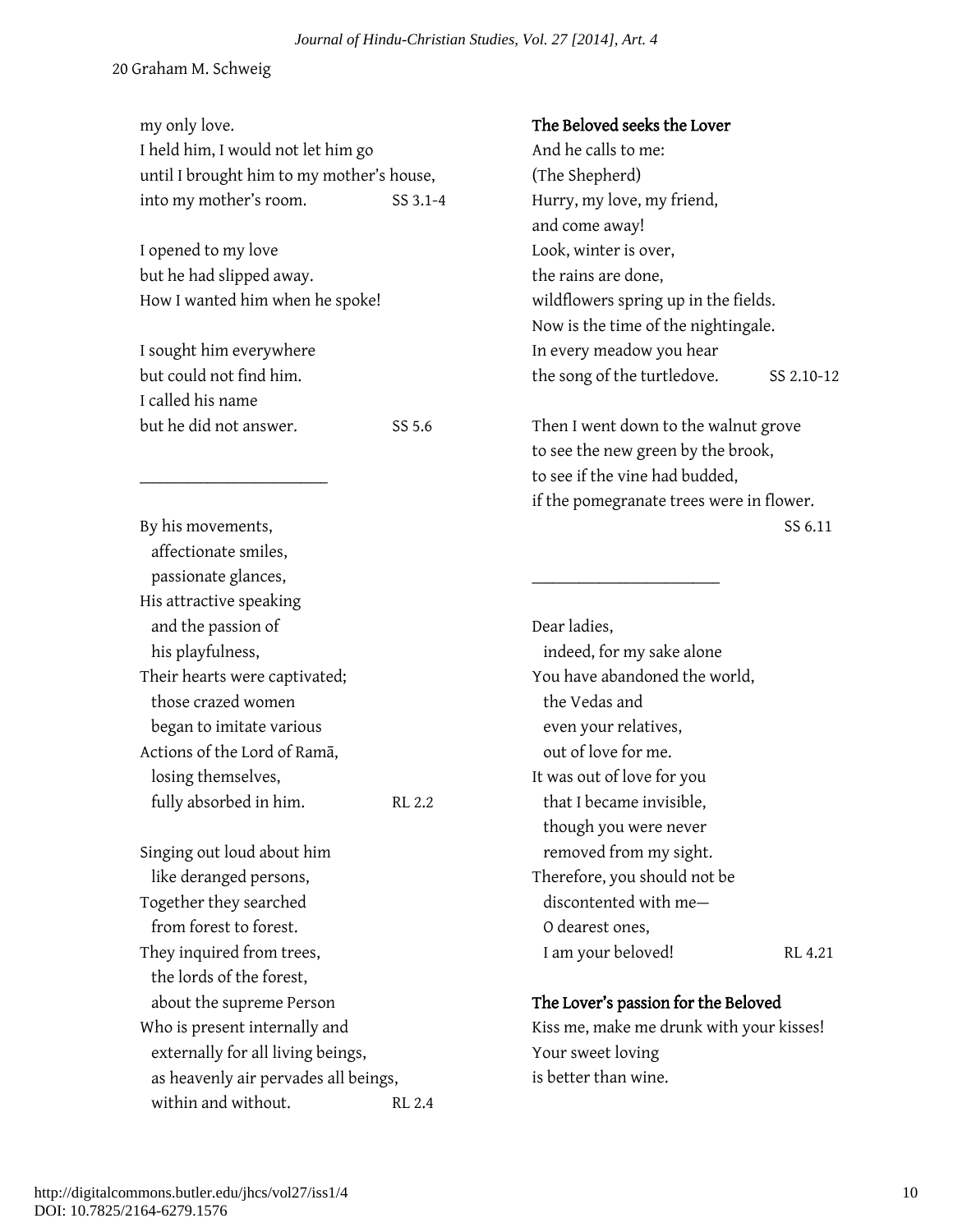my only love.
I held him, I would not let him go
until I brought him to my mother's house,
into my mother's room. SS 3.1-4

I opened to my love
but he had slipped away.
How I wanted him when he spoke!

I sought him everywhere
but could not find him.
I called his name
but he did not answer. SS 5.6

---

By his movements,
  affectionate smiles,
  passionate glances,
His attractive speaking
  and the passion of
  his playfulness,
Their hearts were captivated;
  those crazed women
  began to imitate various
Actions of the Lord of Ramā,
  losing themselves,
  fully absorbed in him. RL 2.2

Singing out loud about him
  like deranged persons,
Together they searched
  from forest to forest.
They inquired from trees,
  the lords of the forest,
  about the supreme Person
Who is present internally and
  externally for all living beings,
  as heavenly air pervades all beings,
  within and without. RL 2.4

**The Beloved seeks the Lover**

And he calls to me:
(The Shepherd)
Hurry, my love, my friend,
and come away!
Look, winter is over,
the rains are done,
wildflowers spring up in the fields.
Now is the time of the nightingale.
In every meadow you hear
the song of the turtledove. SS 2.10-12

Then I went down to the walnut grove
to see the new green by the brook,
to see if the vine had budded,
if the pomegranate trees were in flower.
SS 6.11

---

Dear ladies,
  indeed, for my sake alone
You have abandoned the world,
  the Vedas and
  even your relatives,
  out of love for me.
It was out of love for you
  that I became invisible,
  though you were never
  removed from my sight.
Therefore, you should not be
  discontented with me—
  O dearest ones,
  I am your beloved! RL 4.21

**The Lover's passion for the Beloved**

Kiss me, make me drunk with your kisses!
Your sweet loving
is better than wine.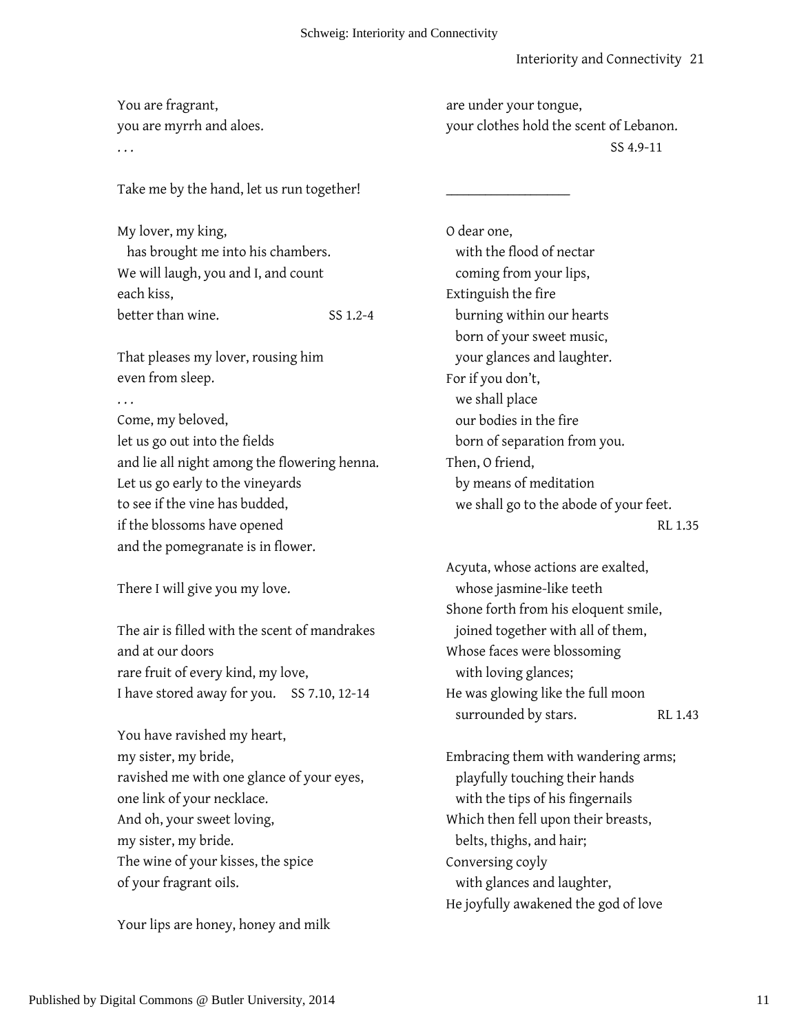You are fragrant,
you are myrrh and aloes.
. . .

Take me by the hand, let us run together!

My lover, my king,
  has brought me into his chambers.
We will laugh, you and I, and count
each kiss,
better than wine. SS 1.2-4

That pleases my lover, rousing him
even from sleep.
. . .
Come, my beloved,
let us go out into the fields
and lie all night among the flowering henna.
Let us go early to the vineyards
to see if the vine has budded,
if the blossoms have opened
and the pomegranate is in flower.

There I will give you my love.

The air is filled with the scent of mandrakes
and at our doors
rare fruit of every kind, my love,
I have stored away for you. SS 7.10, 12-14

You have ravished my heart,
my sister, my bride,
ravished me with one glance of your eyes,
one link of your necklace.
And oh, your sweet loving,
my sister, my bride.
The wine of your kisses, the spice
of your fragrant oils.

Your lips are honey, honey and milk
are under your tongue,
your clothes hold the scent of Lebanon.
SS 4.9-11

___________________

O dear one,
  with the flood of nectar
  coming from your lips,
Extinguish the fire
  burning within our hearts
  born of your sweet music,
  your glances and laughter.
For if you don't,
  we shall place
  our bodies in the fire
  born of separation from you.
Then, O friend,
  by means of meditation
  we shall go to the abode of your feet.
RL 1.35

Acyuta, whose actions are exalted,
  whose jasmine-like teeth
Shone forth from his eloquent smile,
  joined together with all of them,
Whose faces were blossoming
  with loving glances;
He was glowing like the full moon
  surrounded by stars. RL 1.43

Embracing them with wandering arms;
  playfully touching their hands
  with the tips of his fingernails
Which then fell upon their breasts,
  belts, thighs, and hair;
Conversing coyly
  with glances and laughter,
He joyfully awakened the god of love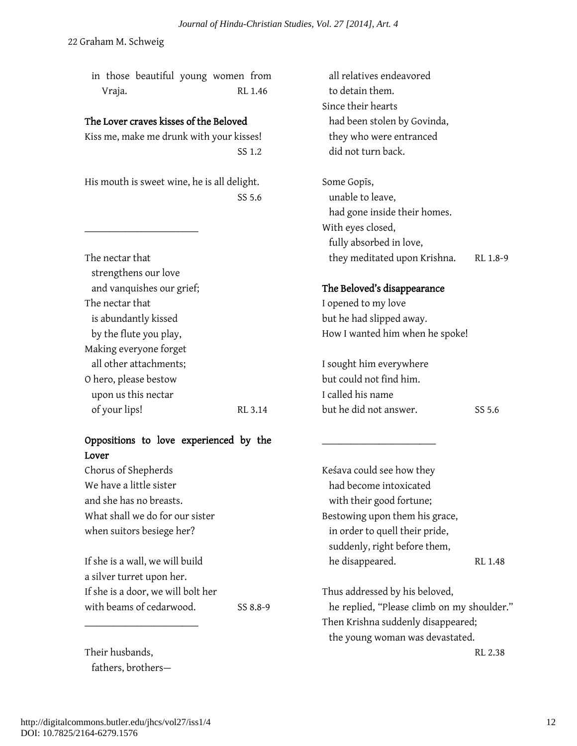in those beautiful young women from Vraja. RL 1.46

**The Lover craves kisses of the Beloved**

Kiss me, make me drunk with your kisses! SS 1.2

His mouth is sweet wine, he is all delight. SS 5.6

______________________

The nectar that
strengthens our love
and vanquishes our grief;
The nectar that
is abundantly kissed
by the flute you play,
Making everyone forget
all other attachments;
O hero, please bestow
upon us this nectar
of your lips! RL 3.14

**Oppositions to love experienced by the Lover**

Chorus of Shepherds
We have a little sister
and she has no breasts.
What shall we do for our sister
when suitors besiege her?

If she is a wall, we will build
a silver turret upon her.
If she is a door, we will bolt her
with beams of cedarwood. SS 8.8-9

______________________

Their husbands,
fathers, brothers—
all relatives endeavored
to detain them.
Since their hearts
had been stolen by Govinda,
they who were entranced
did not turn back.

Some Gopīs,
unable to leave,
had gone inside their homes.
With eyes closed,
fully absorbed in love,
they meditated upon Krishna. RL 1.8-9

**The Beloved's disappearance**

I opened to my love
but he had slipped away.
How I wanted him when he spoke!

I sought him everywhere
but could not find him.
I called his name
but he did not answer. SS 5.6

______________________

Keśava could see how they
had become intoxicated
with their good fortune;
Bestowing upon them his grace,
in order to quell their pride,
suddenly, right before them,
he disappeared. RL 1.48

Thus addressed by his beloved,
he replied, "Please climb on my shoulder."
Then Krishna suddenly disappeared;
the young woman was devastated.
RL 2.38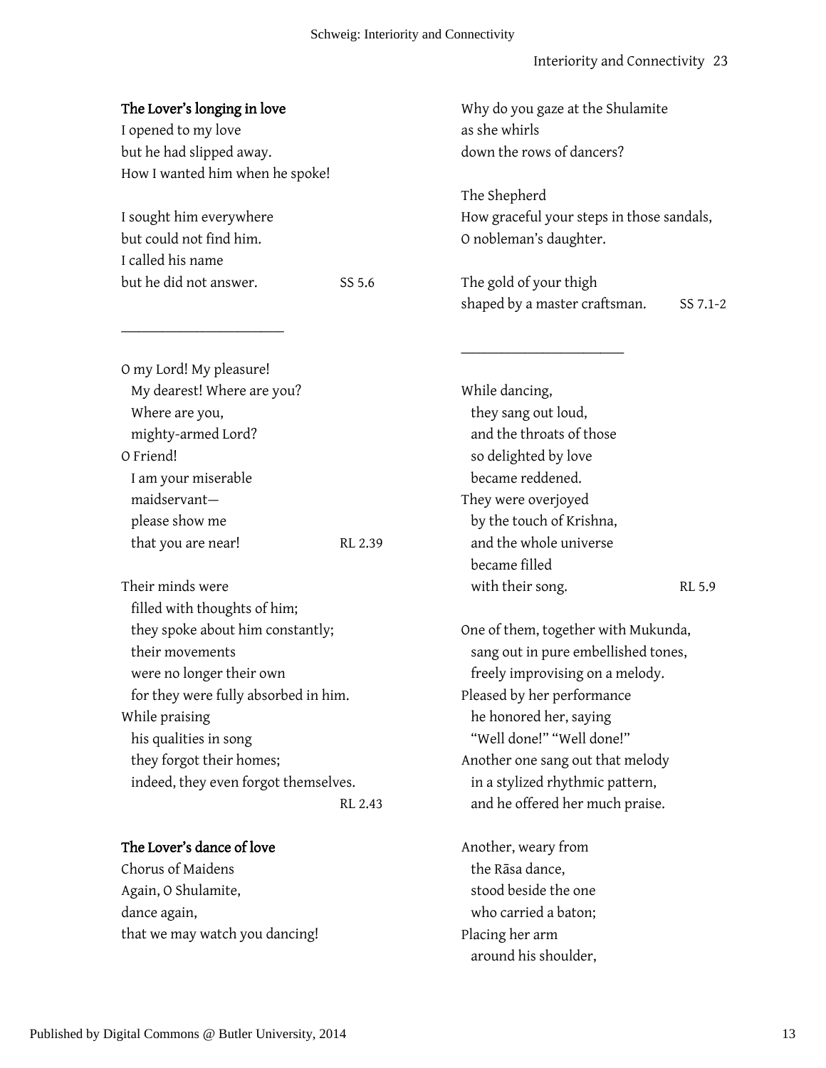**The Lover's longing in love**

I opened to my love  
but he had slipped away.  
How I wanted him when he spoke!

I sought him everywhere  
but could not find him.  
I called his name  
but he did not answer. SS 5.6

---

O my Lord! My pleasure!  
  My dearest! Where are you?  
  Where are you,  
  mighty-armed Lord?  
O Friend!  
  I am your miserable  
  maidservant—  
  please show me  
  that you are near! RL 2.39

Their minds were  
  filled with thoughts of him;  
  they spoke about him constantly;  
  their movements  
  were no longer their own  
  for they were fully absorbed in him.  
While praising  
  his qualities in song  
  they forgot their homes;  
  indeed, they even forgot themselves.  
RL 2.43

**The Lover's dance of love**

Chorus of Maidens  
Again, O Shulamite,  
dance again,  
that we may watch you dancing!

Why do you gaze at the Shulamite  
as she whirls  
down the rows of dancers?

The Shepherd  
How graceful your steps in those sandals,  
O nobleman's daughter.

The gold of your thigh  
shaped by a master craftsman. SS 7.1-2

---

While dancing,  
  they sang out loud,  
  and the throats of those  
  so delighted by love  
  became reddened.  
They were overjoyed  
  by the touch of Krishna,  
  and the whole universe  
  became filled  
  with their song. RL 5.9

One of them, together with Mukunda,  
  sang out in pure embellished tones,  
  freely improvising on a melody.  
Pleased by her performance  
  he honored her, saying  
  "Well done!" "Well done!"  
Another one sang out that melody  
  in a stylized rhythmic pattern,  
  and he offered her much praise.

Another, weary from  
  the Rāsa dance,  
  stood beside the one  
  who carried a baton;  
Placing her arm  
  around his shoulder,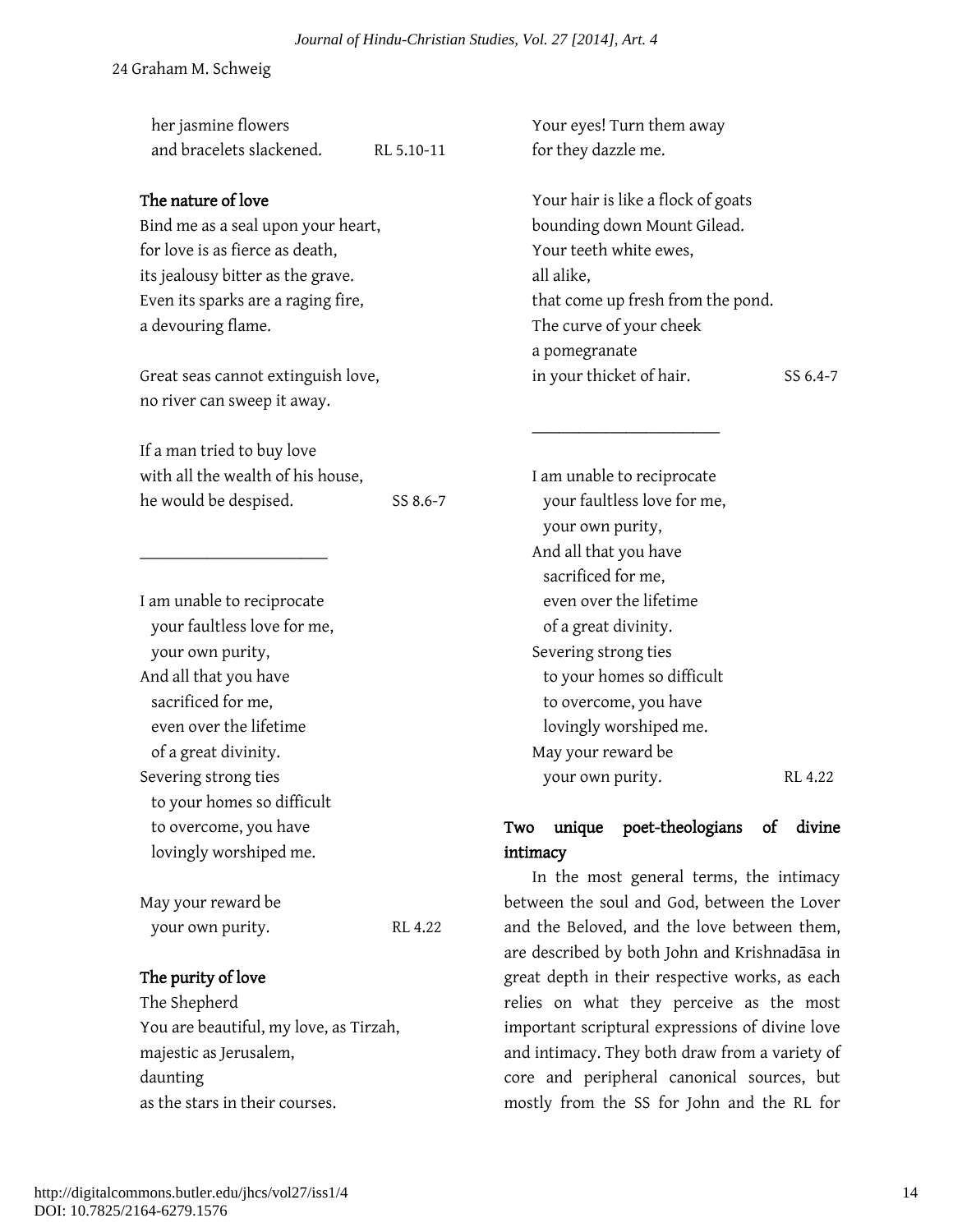her jasmine flowers
and bracelets slackened. RL 5.10-11

### The nature of love

Bind me as a seal upon your heart,
for love is as fierce as death,
its jealousy bitter as the grave.
Even its sparks are a raging fire,
a devouring flame.

Great seas cannot extinguish love,
no river can sweep it away.

If a man tried to buy love
with all the wealth of his house,
he would be despised. SS 8.6-7

---

I am unable to reciprocate
your faultless love for me,
your own purity,
And all that you have
sacrificed for me,
even over the lifetime
of a great divinity.
Severing strong ties
to your homes so difficult
to overcome, you have
lovingly worshiped me.

May your reward be
your own purity. RL 4.22

### The purity of love

The Shepherd
You are beautiful, my love, as Tirzah,
majestic as Jerusalem,
daunting
as the stars in their courses.

Your eyes! Turn them away
for they dazzle me.

Your hair is like a flock of goats
bounding down Mount Gilead.
Your teeth white ewes,
all alike,
that come up fresh from the pond.
The curve of your cheek
a pomegranate
in your thicket of hair. SS 6.4-7

---

I am unable to reciprocate
your faultless love for me,
your own purity,
And all that you have
sacrificed for me,
even over the lifetime
of a great divinity.
Severing strong ties
to your homes so difficult
to overcome, you have
lovingly worshiped me.
May your reward be
your own purity. RL 4.22

## Two unique poet-theologians of divine intimacy

In the most general terms, the intimacy between the soul and God, between the Lover and the Beloved, and the love between them, are described by both John and Krishnadāsa in great depth in their respective works, as each relies on what they perceive as the most important scriptural expressions of divine love and intimacy. They both draw from a variety of core and peripheral canonical sources, but mostly from the SS for John and the RL for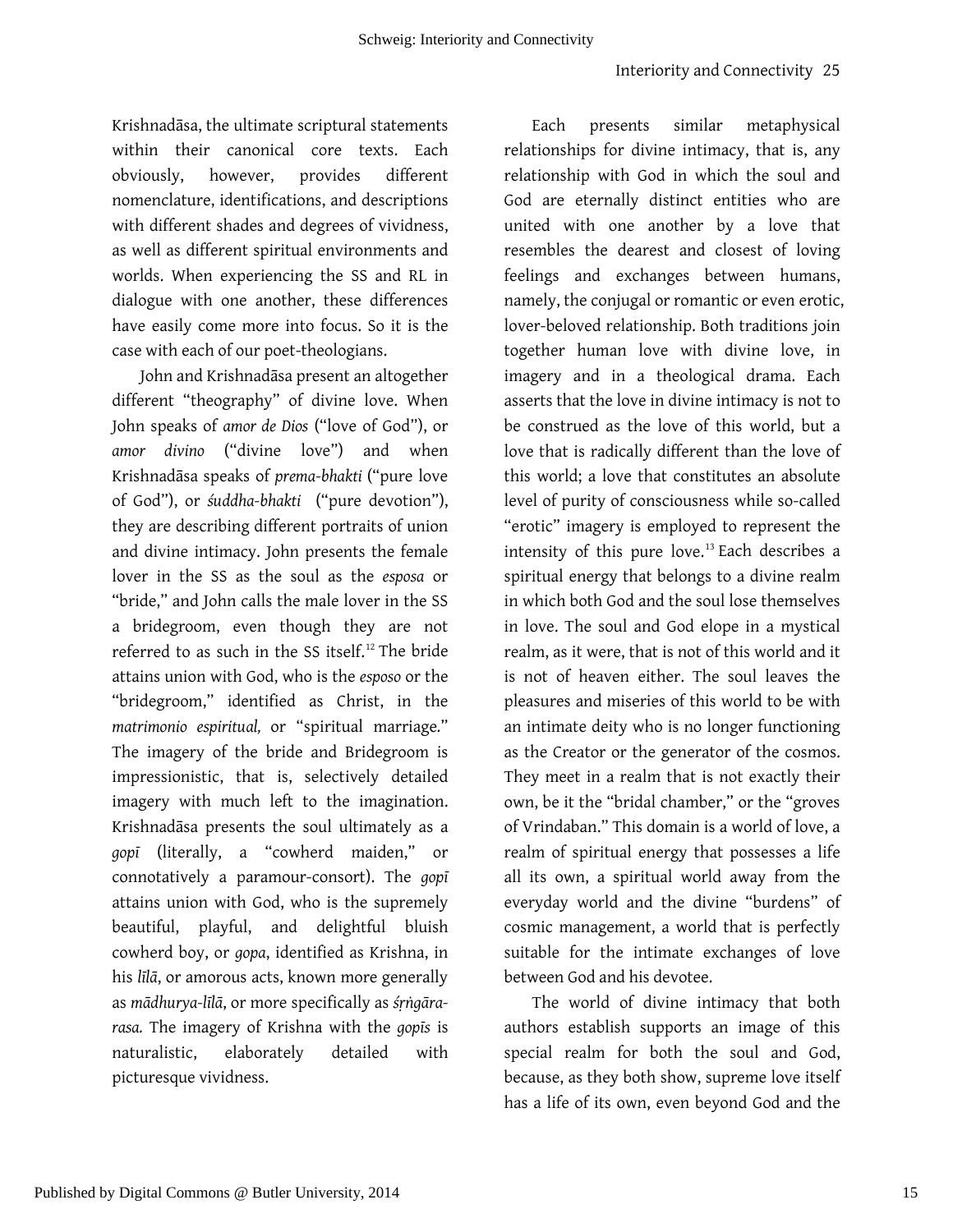Krishnadāsa, the ultimate scriptural statements within their canonical core texts. Each obviously, however, provides different nomenclature, identifications, and descriptions with different shades and degrees of vividness, as well as different spiritual environments and worlds. When experiencing the SS and RL in dialogue with one another, these differences have easily come more into focus. So it is the case with each of our poet-theologians.

John and Krishnadāsa present an altogether different "theography" of divine love. When John speaks of *amor de Dios* ("love of God"), or *amor divino* ("divine love") and when Krishnadāsa speaks of *prema-bhakti* ("pure love of God"), or *śuddha-bhakti* ("pure devotion"), they are describing different portraits of union and divine intimacy. John presents the female lover in the SS as the soul as the *esposa* or "bride," and John calls the male lover in the SS a bridegroom, even though they are not referred to as such in the SS itself.[12] The bride attains union with God, who is the *esposo* or the "bridegroom," identified as Christ, in the *matrimonio espiritual,* or "spiritual marriage." The imagery of the bride and Bridegroom is impressionistic, that is, selectively detailed imagery with much left to the imagination. Krishnadāsa presents the soul ultimately as a *gopī* (literally, a "cowherd maiden," or connotatively a paramour-consort). The *gopī* attains union with God, who is the supremely beautiful, playful, and delightful bluish cowherd boy, or *gopa*, identified as Krishna, in his *līlā*, or amorous acts, known more generally as *mādhurya-līlā*, or more specifically as *śṛṅgāra-rasa.* The imagery of Krishna with the *gopīs* is naturalistic, elaborately detailed with picturesque vividness.

Each presents similar metaphysical relationships for divine intimacy, that is, any relationship with God in which the soul and God are eternally distinct entities who are united with one another by a love that resembles the dearest and closest of loving feelings and exchanges between humans, namely, the conjugal or romantic or even erotic, lover-beloved relationship. Both traditions join together human love with divine love, in imagery and in a theological drama. Each asserts that the love in divine intimacy is not to be construed as the love of this world, but a love that is radically different than the love of this world; a love that constitutes an absolute level of purity of consciousness while so-called "erotic" imagery is employed to represent the intensity of this pure love.[13] Each describes a spiritual energy that belongs to a divine realm in which both God and the soul lose themselves in love. The soul and God elope in a mystical realm, as it were, that is not of this world and it is not of heaven either. The soul leaves the pleasures and miseries of this world to be with an intimate deity who is no longer functioning as the Creator or the generator of the cosmos. They meet in a realm that is not exactly their own, be it the "bridal chamber," or the "groves of Vrindaban." This domain is a world of love, a realm of spiritual energy that possesses a life all its own, a spiritual world away from the everyday world and the divine "burdens" of cosmic management, a world that is perfectly suitable for the intimate exchanges of love between God and his devotee.

The world of divine intimacy that both authors establish supports an image of this special realm for both the soul and God, because, as they both show, supreme love itself has a life of its own, even beyond God and the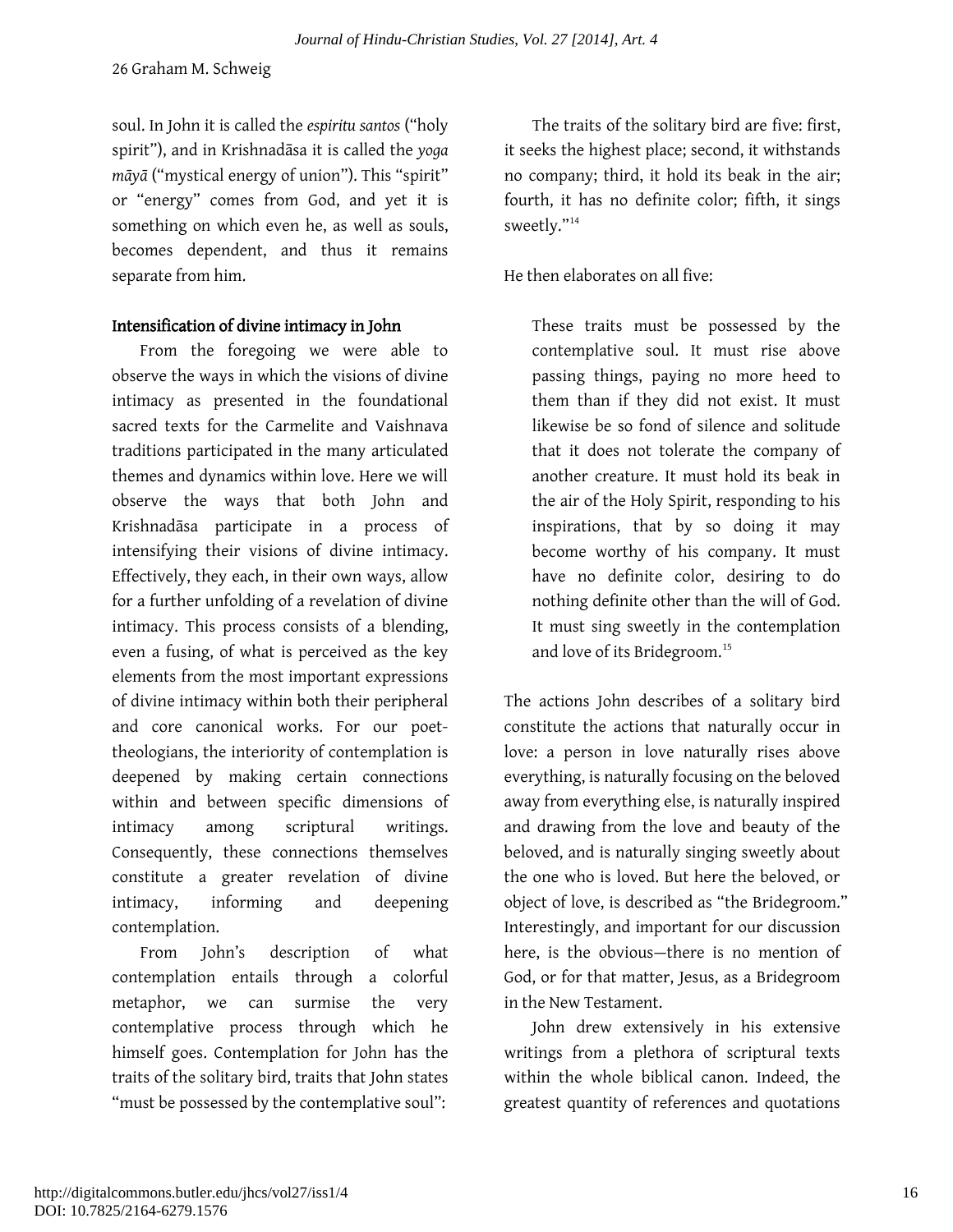soul. In John it is called the *espiritu santos* ("holy spirit"), and in Krishnadāsa it is called the *yoga māyā* ("mystical energy of union"). This "spirit" or "energy" comes from God, and yet it is something on which even he, as well as souls, becomes dependent, and thus it remains separate from him.

## Intensification of divine intimacy in John

From the foregoing we were able to observe the ways in which the visions of divine intimacy as presented in the foundational sacred texts for the Carmelite and Vaishnava traditions participated in the many articulated themes and dynamics within love. Here we will observe the ways that both John and Krishnadāsa participate in a process of intensifying their visions of divine intimacy. Effectively, they each, in their own ways, allow for a further unfolding of a revelation of divine intimacy. This process consists of a blending, even a fusing, of what is perceived as the key elements from the most important expressions of divine intimacy within both their peripheral and core canonical works. For our poet-theologians, the interiority of contemplation is deepened by making certain connections within and between specific dimensions of intimacy among scriptural writings. Consequently, these connections themselves constitute a greater revelation of divine intimacy, informing and deepening contemplation.

From John's description of what contemplation entails through a colorful metaphor, we can surmise the very contemplative process through which he himself goes. Contemplation for John has the traits of the solitary bird, traits that John states "must be possessed by the contemplative soul":

> The traits of the solitary bird are five: first, it seeks the highest place; second, it withstands no company; third, it hold its beak in the air; fourth, it has no definite color; fifth, it sings sweetly."[14]

He then elaborates on all five:

> These traits must be possessed by the contemplative soul. It must rise above passing things, paying no more heed to them than if they did not exist. It must likewise be so fond of silence and solitude that it does not tolerate the company of another creature. It must hold its beak in the air of the Holy Spirit, responding to his inspirations, that by so doing it may become worthy of his company. It must have no definite color, desiring to do nothing definite other than the will of God. It must sing sweetly in the contemplation and love of its Bridegroom.[15]

The actions John describes of a solitary bird constitute the actions that naturally occur in love: a person in love naturally rises above everything, is naturally focusing on the beloved away from everything else, is naturally inspired and drawing from the love and beauty of the beloved, and is naturally singing sweetly about the one who is loved. But here the beloved, or object of love, is described as "the Bridegroom." Interestingly, and important for our discussion here, is the obvious—there is no mention of God, or for that matter, Jesus, as a Bridegroom in the New Testament.

John drew extensively in his extensive writings from a plethora of scriptural texts within the whole biblical canon. Indeed, the greatest quantity of references and quotations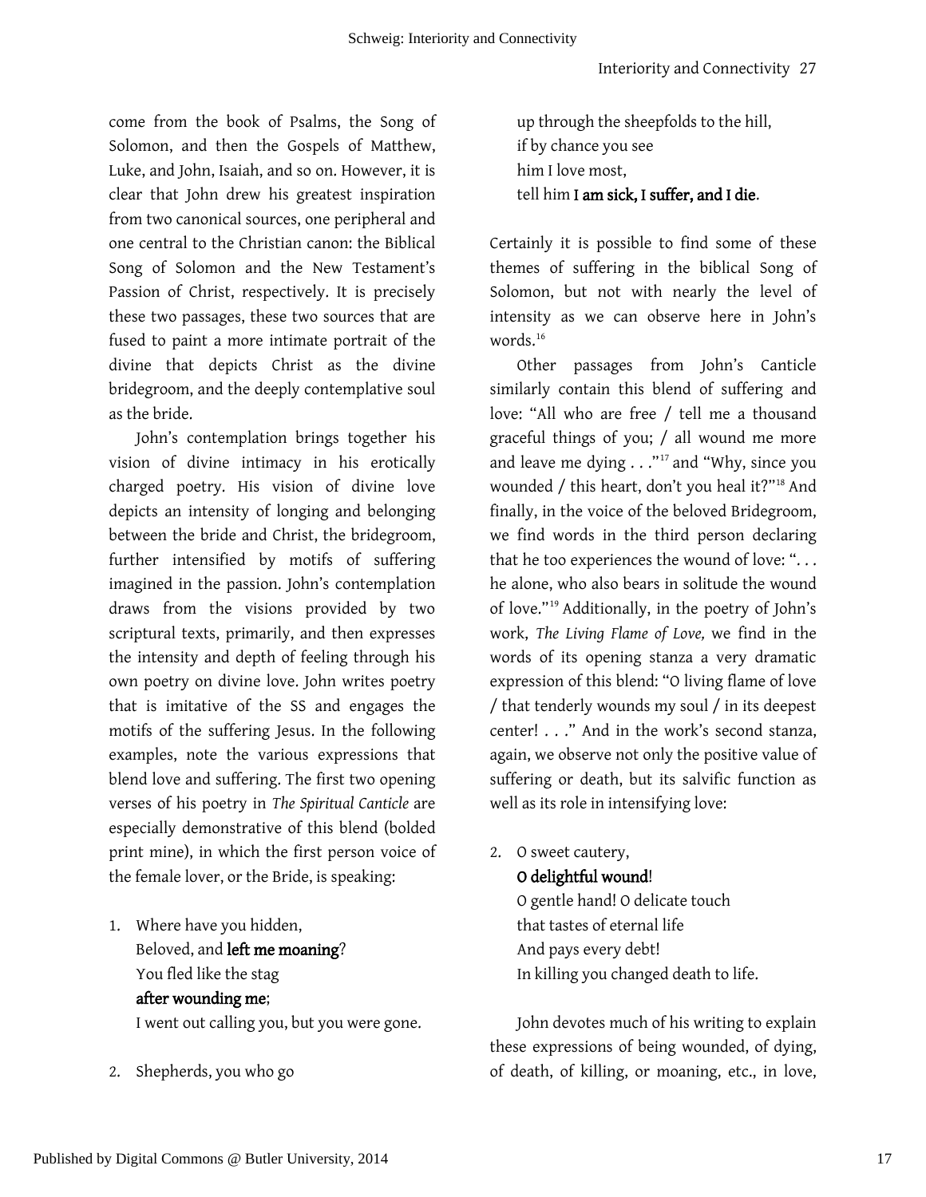come from the book of Psalms, the Song of Solomon, and then the Gospels of Matthew, Luke, and John, Isaiah, and so on. However, it is clear that John drew his greatest inspiration from two canonical sources, one peripheral and one central to the Christian canon: the Biblical Song of Solomon and the New Testament's Passion of Christ, respectively. It is precisely these two passages, these two sources that are fused to paint a more intimate portrait of the divine that depicts Christ as the divine bridegroom, and the deeply contemplative soul as the bride.

John's contemplation brings together his vision of divine intimacy in his erotically charged poetry. His vision of divine love depicts an intensity of longing and belonging between the bride and Christ, the bridegroom, further intensified by motifs of suffering imagined in the passion. John's contemplation draws from the visions provided by two scriptural texts, primarily, and then expresses the intensity and depth of feeling through his own poetry on divine love. John writes poetry that is imitative of the SS and engages the motifs of the suffering Jesus. In the following examples, note the various expressions that blend love and suffering. The first two opening verses of his poetry in *The Spiritual Canticle* are especially demonstrative of this blend (bolded print mine), in which the first person voice of the female lover, or the Bride, is speaking:

1. Where have you hidden,
   Beloved, and **left me moaning**?
   You fled like the stag
   **after wounding me**;
   I went out calling you, but you were gone.

2. Shepherds, you who go
   up through the sheepfolds to the hill,
   if by chance you see
   him I love most,
   tell him **I am sick, I suffer, and I die**.

Certainly it is possible to find some of these themes of suffering in the biblical Song of Solomon, but not with nearly the level of intensity as we can observe here in John's words.[16]

Other passages from John's Canticle similarly contain this blend of suffering and love: "All who are free / tell me a thousand graceful things of you; / all wound me more and leave me dying . . ."[17] and "Why, since you wounded / this heart, don't you heal it?"[18] And finally, in the voice of the beloved Bridegroom, we find words in the third person declaring that he too experiences the wound of love: ". . . he alone, who also bears in solitude the wound of love."[19] Additionally, in the poetry of John's work, *The Living Flame of Love,* we find in the words of its opening stanza a very dramatic expression of this blend: "O living flame of love / that tenderly wounds my soul / in its deepest center! . . ." And in the work's second stanza, again, we observe not only the positive value of suffering or death, but its salvific function as well as its role in intensifying love:

2. O sweet cautery,
   **O delightful wound**!
   O gentle hand! O delicate touch
   that tastes of eternal life
   And pays every debt!
   In killing you changed death to life.

John devotes much of his writing to explain these expressions of being wounded, of dying, of death, of killing, or moaning, etc., in love,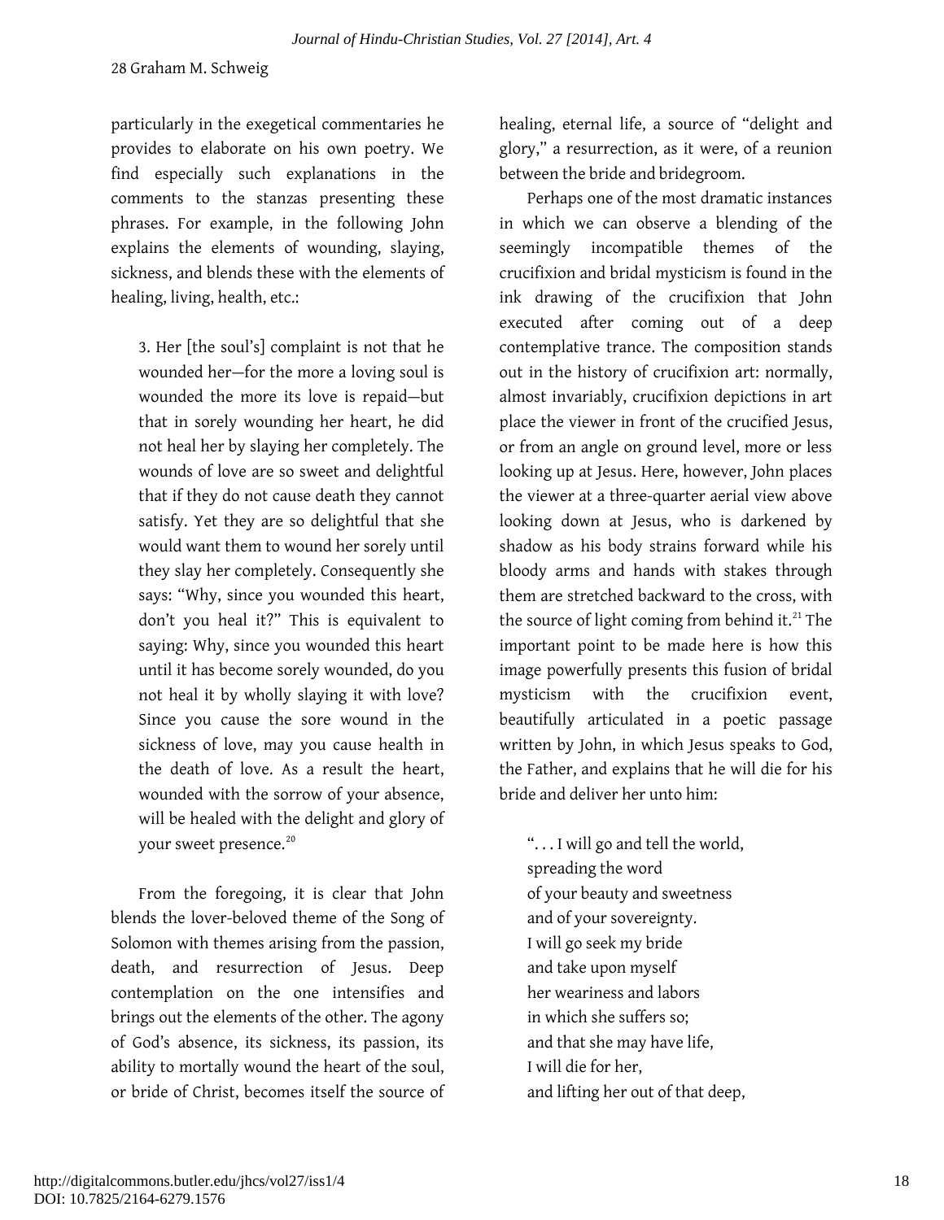particularly in the exegetical commentaries he provides to elaborate on his own poetry. We find especially such explanations in the comments to the stanzas presenting these phrases. For example, in the following John explains the elements of wounding, slaying, sickness, and blends these with the elements of healing, living, health, etc.:

> 3. Her [the soul's] complaint is not that he wounded her—for the more a loving soul is wounded the more its love is repaid—but that in sorely wounding her heart, he did not heal her by slaying her completely. The wounds of love are so sweet and delightful that if they do not cause death they cannot satisfy. Yet they are so delightful that she would want them to wound her sorely until they slay her completely. Consequently she says: "Why, since you wounded this heart, don't you heal it?" This is equivalent to saying: Why, since you wounded this heart until it has become sorely wounded, do you not heal it by wholly slaying it with love? Since you cause the sore wound in the sickness of love, may you cause health in the death of love. As a result the heart, wounded with the sorrow of your absence, will be healed with the delight and glory of your sweet presence.[20]

From the foregoing, it is clear that John blends the lover-beloved theme of the Song of Solomon with themes arising from the passion, death, and resurrection of Jesus. Deep contemplation on the one intensifies and brings out the elements of the other. The agony of God's absence, its sickness, its passion, its ability to mortally wound the heart of the soul, or bride of Christ, becomes itself the source of healing, eternal life, a source of "delight and glory," a resurrection, as it were, of a reunion between the bride and bridegroom.

Perhaps one of the most dramatic instances in which we can observe a blending of the seemingly incompatible themes of the crucifixion and bridal mysticism is found in the ink drawing of the crucifixion that John executed after coming out of a deep contemplative trance. The composition stands out in the history of crucifixion art: normally, almost invariably, crucifixion depictions in art place the viewer in front of the crucified Jesus, or from an angle on ground level, more or less looking up at Jesus. Here, however, John places the viewer at a three-quarter aerial view above looking down at Jesus, who is darkened by shadow as his body strains forward while his bloody arms and hands with stakes through them are stretched backward to the cross, with the source of light coming from behind it.[21] The important point to be made here is how this image powerfully presents this fusion of bridal mysticism with the crucifixion event, beautifully articulated in a poetic passage written by John, in which Jesus speaks to God, the Father, and explains that he will die for his bride and deliver her unto him:

> ". . . I will go and tell the world,  
> spreading the word  
> of your beauty and sweetness  
> and of your sovereignty.  
> I will go seek my bride  
> and take upon myself  
> her weariness and labors  
> in which she suffers so;  
> and that she may have life,  
> I will die for her,  
> and lifting her out of that deep,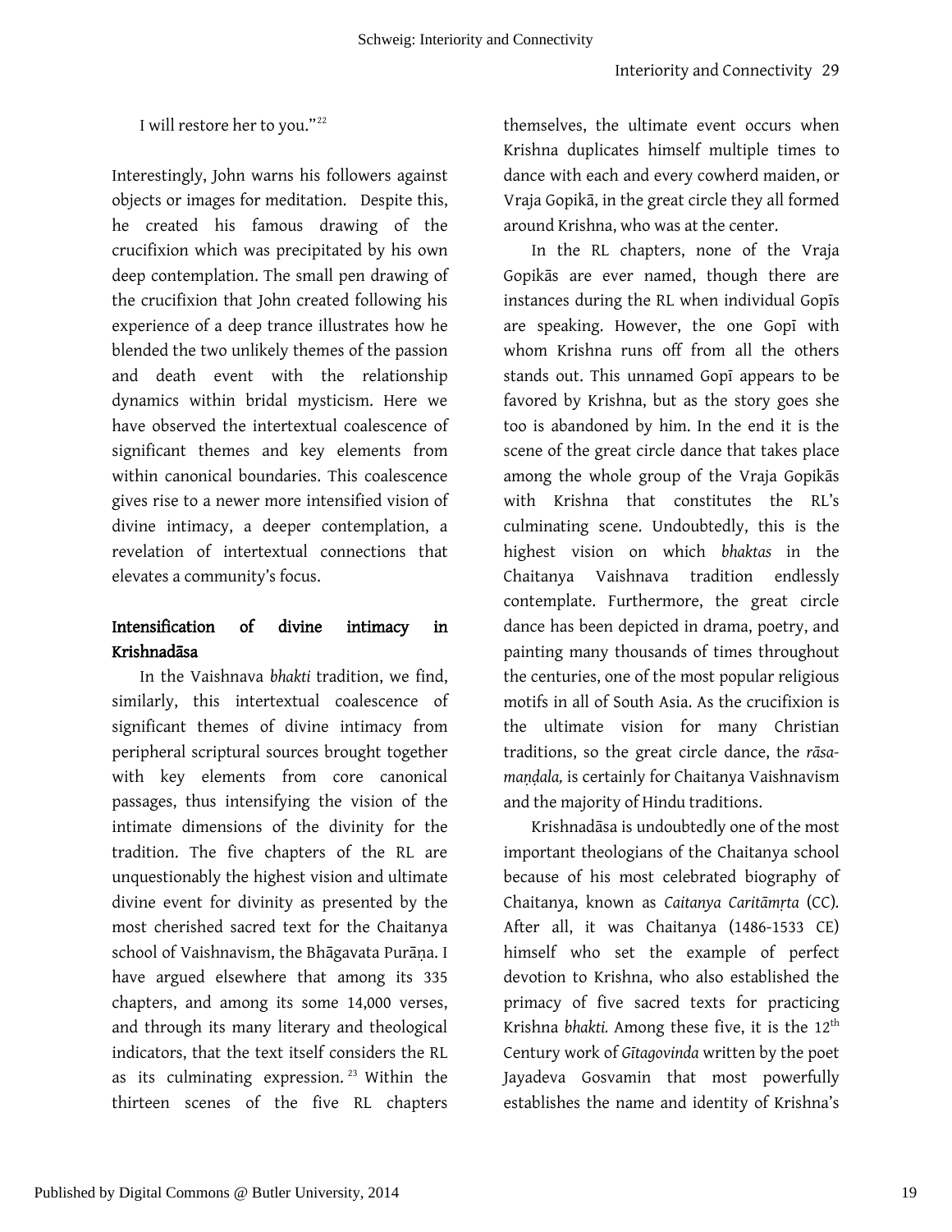I will restore her to you."[22]

Interestingly, John warns his followers against objects or images for meditation. Despite this, he created his famous drawing of the crucifixion which was precipitated by his own deep contemplation. The small pen drawing of the crucifixion that John created following his experience of a deep trance illustrates how he blended the two unlikely themes of the passion and death event with the relationship dynamics within bridal mysticism. Here we have observed the intertextual coalescence of significant themes and key elements from within canonical boundaries. This coalescence gives rise to a newer more intensified vision of divine intimacy, a deeper contemplation, a revelation of intertextual connections that elevates a community's focus.

## Intensification of divine intimacy in Krishnadāsa

In the Vaishnava *bhakti* tradition, we find, similarly, this intertextual coalescence of significant themes of divine intimacy from peripheral scriptural sources brought together with key elements from core canonical passages, thus intensifying the vision of the intimate dimensions of the divinity for the tradition. The five chapters of the RL are unquestionably the highest vision and ultimate divine event for divinity as presented by the most cherished sacred text for the Chaitanya school of Vaishnavism, the Bhāgavata Purāṇa. I have argued elsewhere that among its 335 chapters, and among its some 14,000 verses, and through its many literary and theological indicators, that the text itself considers the RL as its culminating expression.[23] Within the thirteen scenes of the five RL chapters themselves, the ultimate event occurs when Krishna duplicates himself multiple times to dance with each and every cowherd maiden, or Vraja Gopikā, in the great circle they all formed around Krishna, who was at the center.

In the RL chapters, none of the Vraja Gopikās are ever named, though there are instances during the RL when individual Gopīs are speaking. However, the one Gopī with whom Krishna runs off from all the others stands out. This unnamed Gopī appears to be favored by Krishna, but as the story goes she too is abandoned by him. In the end it is the scene of the great circle dance that takes place among the whole group of the Vraja Gopikās with Krishna that constitutes the RL's culminating scene. Undoubtedly, this is the highest vision on which *bhaktas* in the Chaitanya Vaishnava tradition endlessly contemplate. Furthermore, the great circle dance has been depicted in drama, poetry, and painting many thousands of times throughout the centuries, one of the most popular religious motifs in all of South Asia. As the crucifixion is the ultimate vision for many Christian traditions, so the great circle dance, the *rāsa-maṇḍala,* is certainly for Chaitanya Vaishnavism and the majority of Hindu traditions.

Krishnadāsa is undoubtedly one of the most important theologians of the Chaitanya school because of his most celebrated biography of Chaitanya, known as *Caitanya Caritāmṛta* (CC). After all, it was Chaitanya (1486-1533 CE) himself who set the example of perfect devotion to Krishna, who also established the primacy of five sacred texts for practicing Krishna *bhakti.* Among these five, it is the 12th Century work of *Gītagovinda* written by the poet Jayadeva Gosvamin that most powerfully establishes the name and identity of Krishna's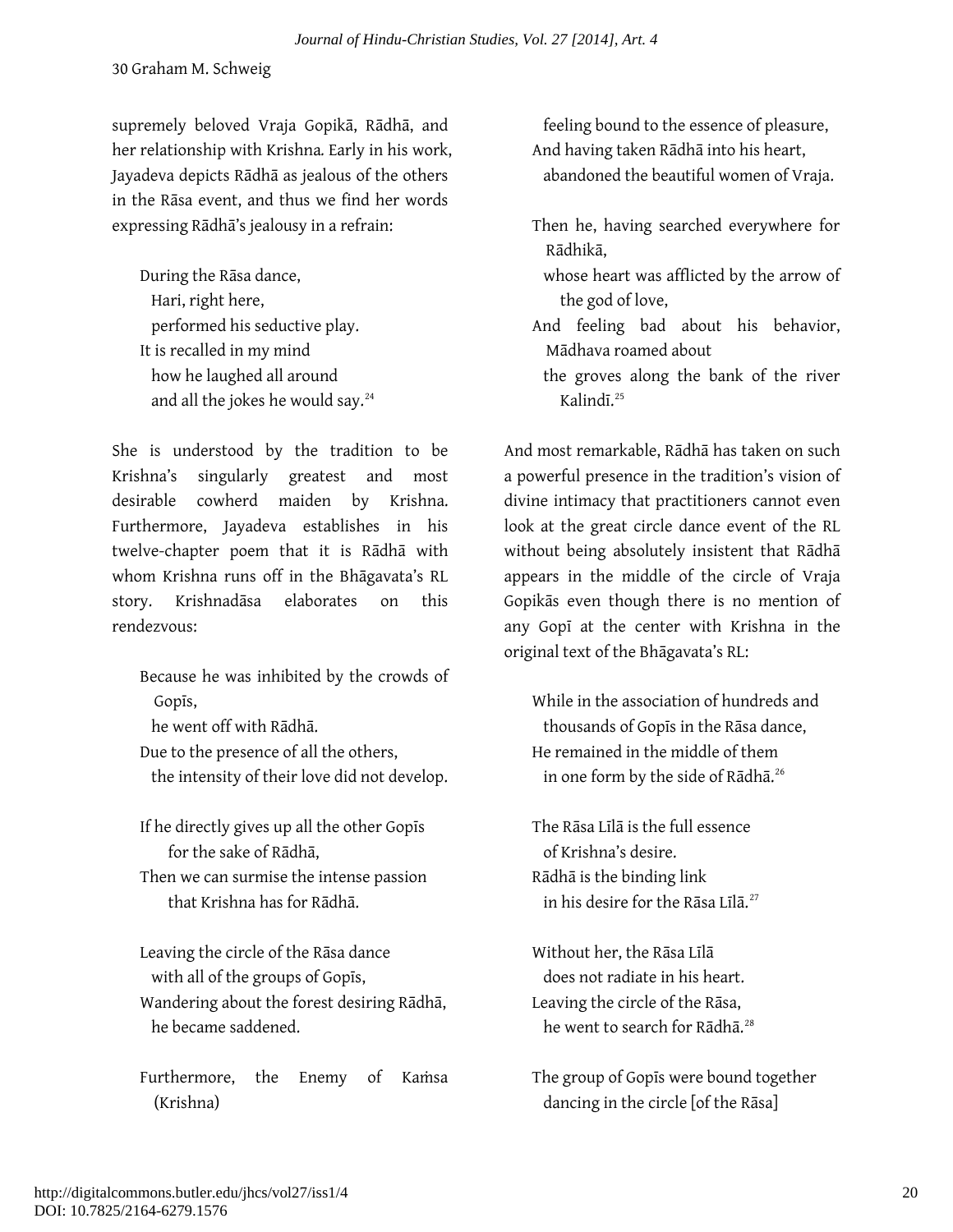supremely beloved Vraja Gopikā, Rādhā, and her relationship with Krishna. Early in his work, Jayadeva depicts Rādhā as jealous of the others in the Rāsa event, and thus we find her words expressing Rādhā's jealousy in a refrain:

> During the Rāsa dance,
> Hari, right here,
> performed his seductive play.
> It is recalled in my mind
> how he laughed all around
> and all the jokes he would say.[24]

She is understood by the tradition to be Krishna's singularly greatest and most desirable cowherd maiden by Krishna. Furthermore, Jayadeva establishes in his twelve-chapter poem that it is Rādhā with whom Krishna runs off in the Bhāgavata's RL story. Krishnadāsa elaborates on this rendezvous:

> Because he was inhibited by the crowds of Gopīs,
> he went off with Rādhā.
> Due to the presence of all the others,
> the intensity of their love did not develop.
>
> If he directly gives up all the other Gopīs
> for the sake of Rādhā,
> Then we can surmise the intense passion
> that Krishna has for Rādhā.
>
> Leaving the circle of the Rāsa dance
> with all of the groups of Gopīs,
> Wandering about the forest desiring Rādhā,
> he became saddened.
>
> Furthermore, the Enemy of Kaṁsa (Krishna)
> feeling bound to the essence of pleasure,
> And having taken Rādhā into his heart,
> abandoned the beautiful women of Vraja.
>
> Then he, having searched everywhere for Rādhikā,
> whose heart was afflicted by the arrow of the god of love,
> And feeling bad about his behavior, Mādhava roamed about
> the groves along the bank of the river Kalindī.[25]

And most remarkable, Rādhā has taken on such a powerful presence in the tradition's vision of divine intimacy that practitioners cannot even look at the great circle dance event of the RL without being absolutely insistent that Rādhā appears in the middle of the circle of Vraja Gopikās even though there is no mention of any Gopī at the center with Krishna in the original text of the Bhāgavata's RL:

> While in the association of hundreds and
> thousands of Gopīs in the Rāsa dance,
> He remained in the middle of them
> in one form by the side of Rādhā.[26]
>
> The Rāsa Līlā is the full essence
> of Krishna's desire.
> Rādhā is the binding link
> in his desire for the Rāsa Līlā.[27]
>
> Without her, the Rāsa Līlā
> does not radiate in his heart.
> Leaving the circle of the Rāsa,
> he went to search for Rādhā.[28]
>
> The group of Gopīs were bound together
> dancing in the circle [of the Rāsa]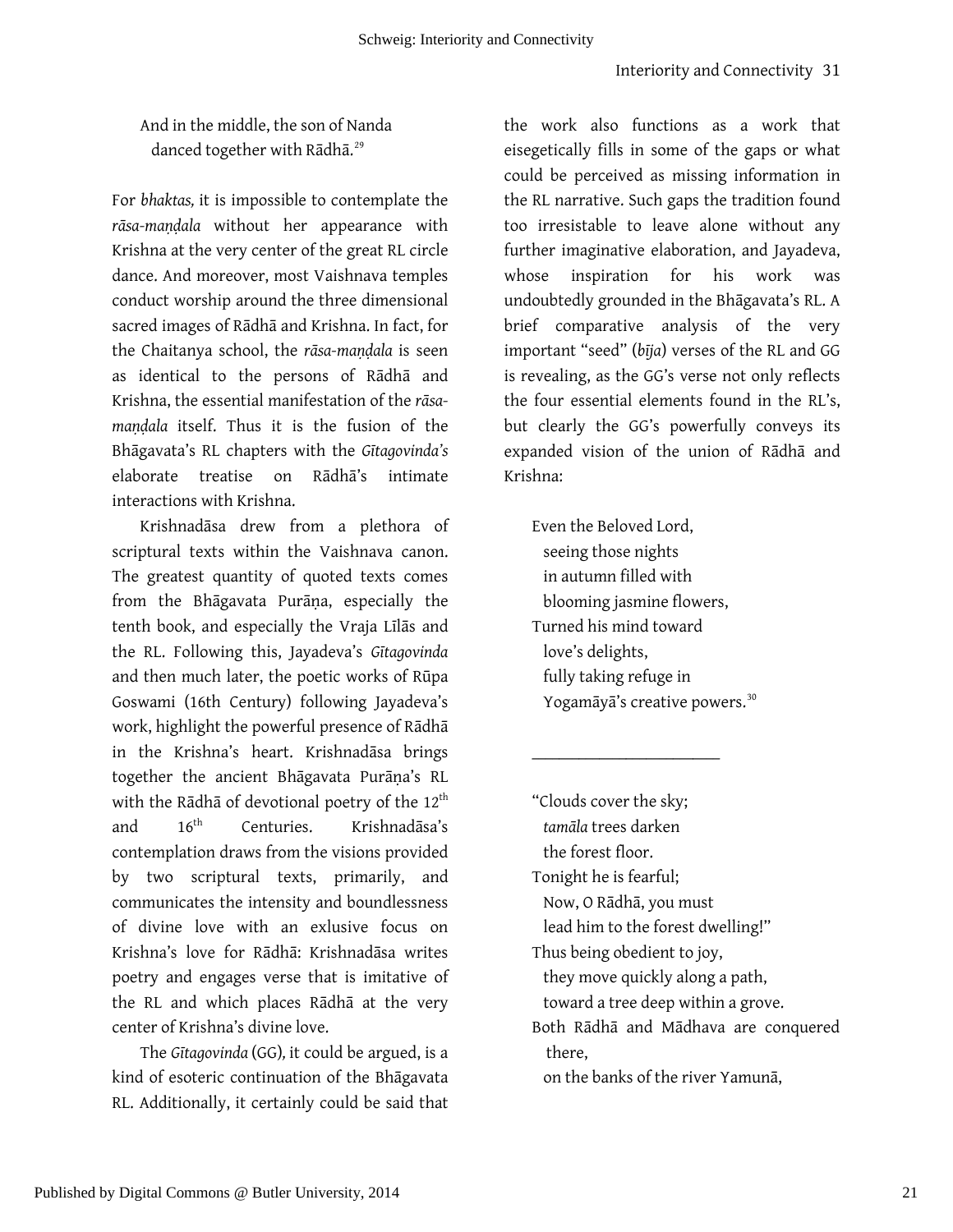And in the middle, the son of Nanda
  danced together with Rādhā.[29]

For *bhaktas,* it is impossible to contemplate the *rāsa-maṇḍala* without her appearance with Krishna at the very center of the great RL circle dance. And moreover, most Vaishnava temples conduct worship around the three dimensional sacred images of Rādhā and Krishna. In fact, for the Chaitanya school, the *rāsa-maṇḍala* is seen as identical to the persons of Rādhā and Krishna, the essential manifestation of the *rāsa-maṇḍala* itself. Thus it is the fusion of the Bhāgavata's RL chapters with the *Gītagovinda's* elaborate treatise on Rādhā's intimate interactions with Krishna.

Krishnadāsa drew from a plethora of scriptural texts within the Vaishnava canon. The greatest quantity of quoted texts comes from the Bhāgavata Purāṇa, especially the tenth book, and especially the Vraja Līlās and the RL. Following this, Jayadeva's *Gītagovinda* and then much later, the poetic works of Rūpa Goswami (16th Century) following Jayadeva's work, highlight the powerful presence of Rādhā in the Krishna's heart. Krishnadāsa brings together the ancient Bhāgavata Purāṇa's RL with the Rādhā of devotional poetry of the 12th and 16th Centuries. Krishnadāsa's contemplation draws from the visions provided by two scriptural texts, primarily, and communicates the intensity and boundlessness of divine love with an exlusive focus on Krishna's love for Rādhā: Krishnadāsa writes poetry and engages verse that is imitative of the RL and which places Rādhā at the very center of Krishna's divine love.

The *Gītagovinda* (GG), it could be argued, is a kind of esoteric continuation of the Bhāgavata RL. Additionally, it certainly could be said that the work also functions as a work that eisegetically fills in some of the gaps or what could be perceived as missing information in the RL narrative. Such gaps the tradition found too irresistable to leave alone without any further imaginative elaboration, and Jayadeva, whose inspiration for his work was undoubtedly grounded in the Bhāgavata's RL. A brief comparative analysis of the very important "seed" (*bīja*) verses of the RL and GG is revealing, as the GG's verse not only reflects the four essential elements found in the RL's, but clearly the GG's powerfully conveys its expanded vision of the union of Rādhā and Krishna:

Even the Beloved Lord,
  seeing those nights
  in autumn filled with
  blooming jasmine flowers,
Turned his mind toward
  love's delights,
  fully taking refuge in
  Yogamāyā's creative powers.[30]

________________________

"Clouds cover the sky;
  *tamāla* trees darken
  the forest floor.
Tonight he is fearful;
  Now, O Rādhā, you must
  lead him to the forest dwelling!"
Thus being obedient to joy,
  they move quickly along a path,
  toward a tree deep within a grove.
Both Rādhā and Mādhava are conquered
  there,
  on the banks of the river Yamunā,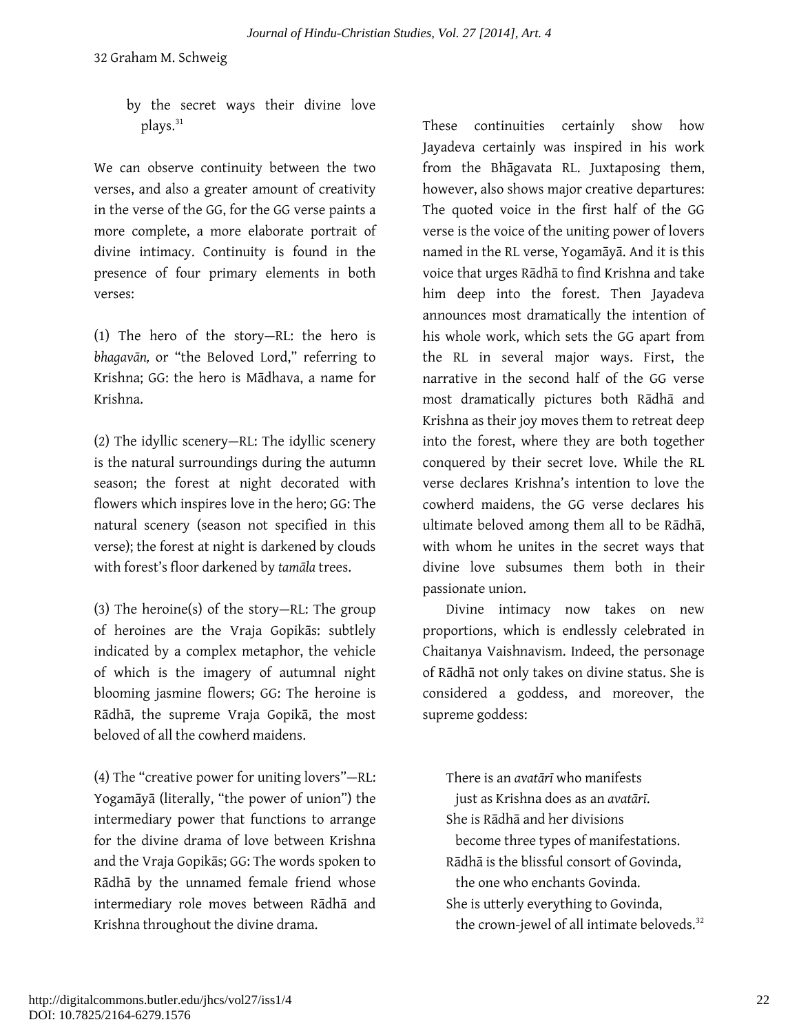by the secret ways their divine love plays.[31]

We can observe continuity between the two verses, and also a greater amount of creativity in the verse of the GG, for the GG verse paints a more complete, a more elaborate portrait of divine intimacy. Continuity is found in the presence of four primary elements in both verses:

(1) The hero of the story—RL: the hero is *bhagavān,* or "the Beloved Lord," referring to Krishna; GG: the hero is Mādhava, a name for Krishna.

(2) The idyllic scenery—RL: The idyllic scenery is the natural surroundings during the autumn season; the forest at night decorated with flowers which inspires love in the hero; GG: The natural scenery (season not specified in this verse); the forest at night is darkened by clouds with forest's floor darkened by *tamāla* trees.

(3) The heroine(s) of the story—RL: The group of heroines are the Vraja Gopikās: subtlely indicated by a complex metaphor, the vehicle of which is the imagery of autumnal night blooming jasmine flowers; GG: The heroine is Rādhā, the supreme Vraja Gopikā, the most beloved of all the cowherd maidens.

(4) The "creative power for uniting lovers"—RL: Yogamāyā (literally, "the power of union") the intermediary power that functions to arrange for the divine drama of love between Krishna and the Vraja Gopikās; GG: The words spoken to Rādhā by the unnamed female friend whose intermediary role moves between Rādhā and Krishna throughout the divine drama.

These continuities certainly show how Jayadeva certainly was inspired in his work from the Bhāgavata RL. Juxtaposing them, however, also shows major creative departures: The quoted voice in the first half of the GG verse is the voice of the uniting power of lovers named in the RL verse, Yogamāyā. And it is this voice that urges Rādhā to find Krishna and take him deep into the forest. Then Jayadeva announces most dramatically the intention of his whole work, which sets the GG apart from the RL in several major ways. First, the narrative in the second half of the GG verse most dramatically pictures both Rādhā and Krishna as their joy moves them to retreat deep into the forest, where they are both together conquered by their secret love. While the RL verse declares Krishna's intention to love the cowherd maidens, the GG verse declares his ultimate beloved among them all to be Rādhā, with whom he unites in the secret ways that divine love subsumes them both in their passionate union.

Divine intimacy now takes on new proportions, which is endlessly celebrated in Chaitanya Vaishnavism. Indeed, the personage of Rādhā not only takes on divine status. She is considered a goddess, and moreover, the supreme goddess:

> There is an *avatārī* who manifests
> just as Krishna does as an *avatārī*.
> She is Rādhā and her divisions
> become three types of manifestations.
> Rādhā is the blissful consort of Govinda,
> the one who enchants Govinda.
> She is utterly everything to Govinda,
> the crown-jewel of all intimate beloveds.[32]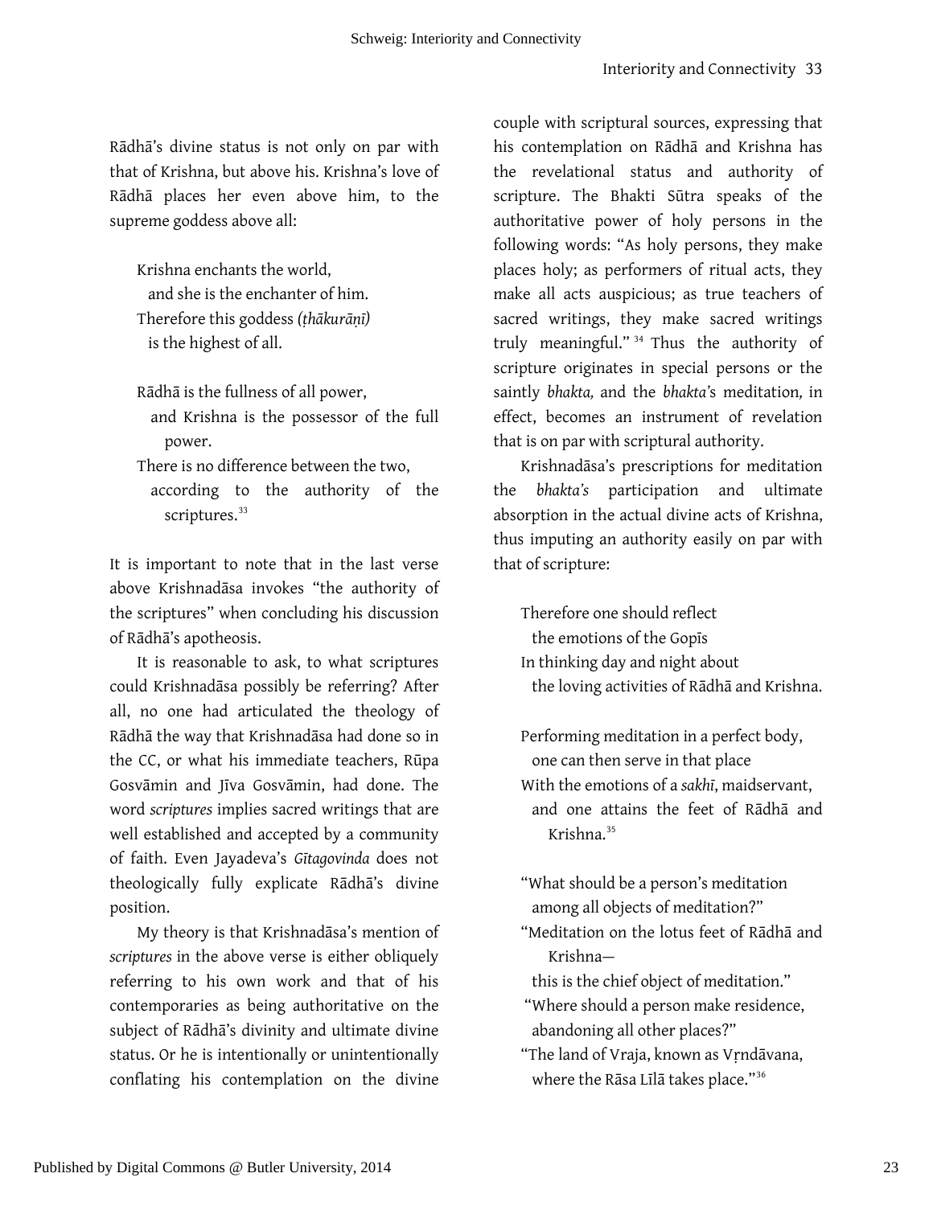Rādhā's divine status is not only on par with that of Krishna, but above his. Krishna's love of Rādhā places her even above him, to the supreme goddess above all:

> Krishna enchants the world,
> and she is the enchanter of him.
> Therefore this goddess *(ṭhākurāṇī)*
> is the highest of all.
>
> Rādhā is the fullness of all power,
> and Krishna is the possessor of the full power.
> There is no difference between the two,
> according to the authority of the scriptures.[33]

It is important to note that in the last verse above Krishnadāsa invokes "the authority of the scriptures" when concluding his discussion of Rādhā's apotheosis.

It is reasonable to ask, to what scriptures could Krishnadāsa possibly be referring? After all, no one had articulated the theology of Rādhā the way that Krishnadāsa had done so in the CC, or what his immediate teachers, Rūpa Gosvāmin and Jīva Gosvāmin, had done. The word *scriptures* implies sacred writings that are well established and accepted by a community of faith. Even Jayadeva's *Gītagovinda* does not theologically fully explicate Rādhā's divine position.

My theory is that Krishnadāsa's mention of *scriptures* in the above verse is either obliquely referring to his own work and that of his contemporaries as being authoritative on the subject of Rādhā's divinity and ultimate divine status. Or he is intentionally or unintentionally conflating his contemplation on the divine couple with scriptural sources, expressing that his contemplation on Rādhā and Krishna has the revelational status and authority of scripture. The Bhakti Sūtra speaks of the authoritative power of holy persons in the following words: "As holy persons, they make places holy; as performers of ritual acts, they make all acts auspicious; as true teachers of sacred writings, they make sacred writings truly meaningful."[34] Thus the authority of scripture originates in special persons or the saintly *bhakta,* and the *bhakta's* meditation, in effect, becomes an instrument of revelation that is on par with scriptural authority.

Krishnadāsa's prescriptions for meditation the *bhakta's* participation and ultimate absorption in the actual divine acts of Krishna, thus imputing an authority easily on par with that of scripture:

> Therefore one should reflect
> the emotions of the Gopīs
> In thinking day and night about
> the loving activities of Rādhā and Krishna.
>
> Performing meditation in a perfect body,
> one can then serve in that place
> With the emotions of a *sakhī*, maidservant,
> and one attains the feet of Rādhā and Krishna.[35]
>
> "What should be a person's meditation
> among all objects of meditation?"
> "Meditation on the lotus feet of Rādhā and Krishna—
> this is the chief object of meditation."
> "Where should a person make residence,
> abandoning all other places?"
> "The land of Vraja, known as Vṛndāvana,
> where the Rāsa Līlā takes place."[36]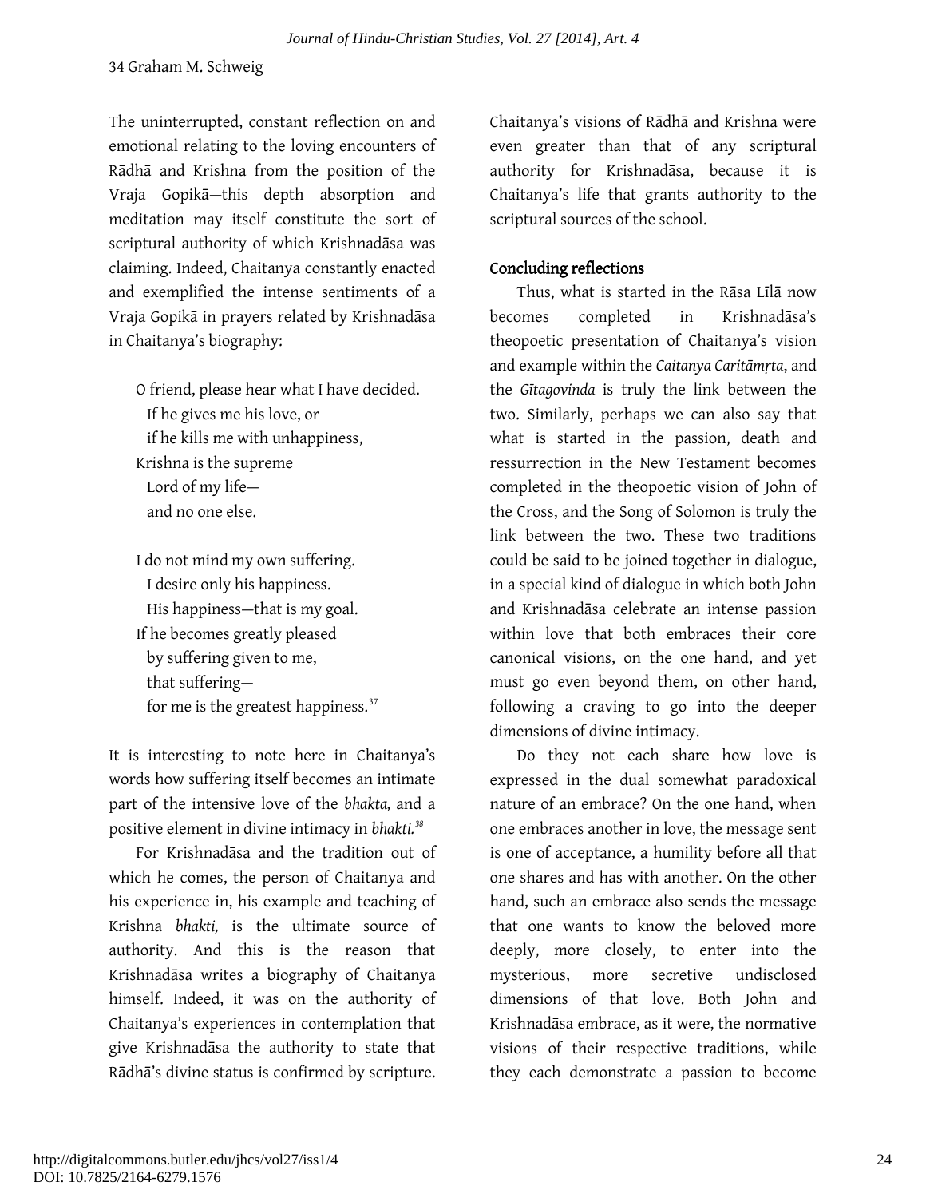The uninterrupted, constant reflection on and emotional relating to the loving encounters of Rādhā and Krishna from the position of the Vraja Gopikā—this depth absorption and meditation may itself constitute the sort of scriptural authority of which Krishnadāsa was claiming. Indeed, Chaitanya constantly enacted and exemplified the intense sentiments of a Vraja Gopikā in prayers related by Krishnadāsa in Chaitanya's biography:

> O friend, please hear what I have decided.
> If he gives me his love, or
> if he kills me with unhappiness,
> Krishna is the supreme
> Lord of my life—
> and no one else.
>
> I do not mind my own suffering.
> I desire only his happiness.
> His happiness—that is my goal.
> If he becomes greatly pleased
> by suffering given to me,
> that suffering—
> for me is the greatest happiness.[37]

It is interesting to note here in Chaitanya's words how suffering itself becomes an intimate part of the intensive love of the *bhakta,* and a positive element in divine intimacy in *bhakti.*[38]

For Krishnadāsa and the tradition out of which he comes, the person of Chaitanya and his experience in, his example and teaching of Krishna *bhakti,* is the ultimate source of authority. And this is the reason that Krishnadāsa writes a biography of Chaitanya himself. Indeed, it was on the authority of Chaitanya's experiences in contemplation that give Krishnadāsa the authority to state that Rādhā's divine status is confirmed by scripture. Chaitanya's visions of Rādhā and Krishna were even greater than that of any scriptural authority for Krishnadāsa, because it is Chaitanya's life that grants authority to the scriptural sources of the school.

## Concluding reflections

Thus, what is started in the Rāsa Līlā now becomes completed in Krishnadāsa's theopoetic presentation of Chaitanya's vision and example within the *Caitanya Caritāmṛta*, and the *Gītagovinda* is truly the link between the two. Similarly, perhaps we can also say that what is started in the passion, death and ressurrection in the New Testament becomes completed in the theopoetic vision of John of the Cross, and the Song of Solomon is truly the link between the two. These two traditions could be said to be joined together in dialogue, in a special kind of dialogue in which both John and Krishnadāsa celebrate an intense passion within love that both embraces their core canonical visions, on the one hand, and yet must go even beyond them, on other hand, following a craving to go into the deeper dimensions of divine intimacy.

Do they not each share how love is expressed in the dual somewhat paradoxical nature of an embrace? On the one hand, when one embraces another in love, the message sent is one of acceptance, a humility before all that one shares and has with another. On the other hand, such an embrace also sends the message that one wants to know the beloved more deeply, more closely, to enter into the mysterious, more secretive undisclosed dimensions of that love. Both John and Krishnadāsa embrace, as it were, the normative visions of their respective traditions, while they each demonstrate a passion to become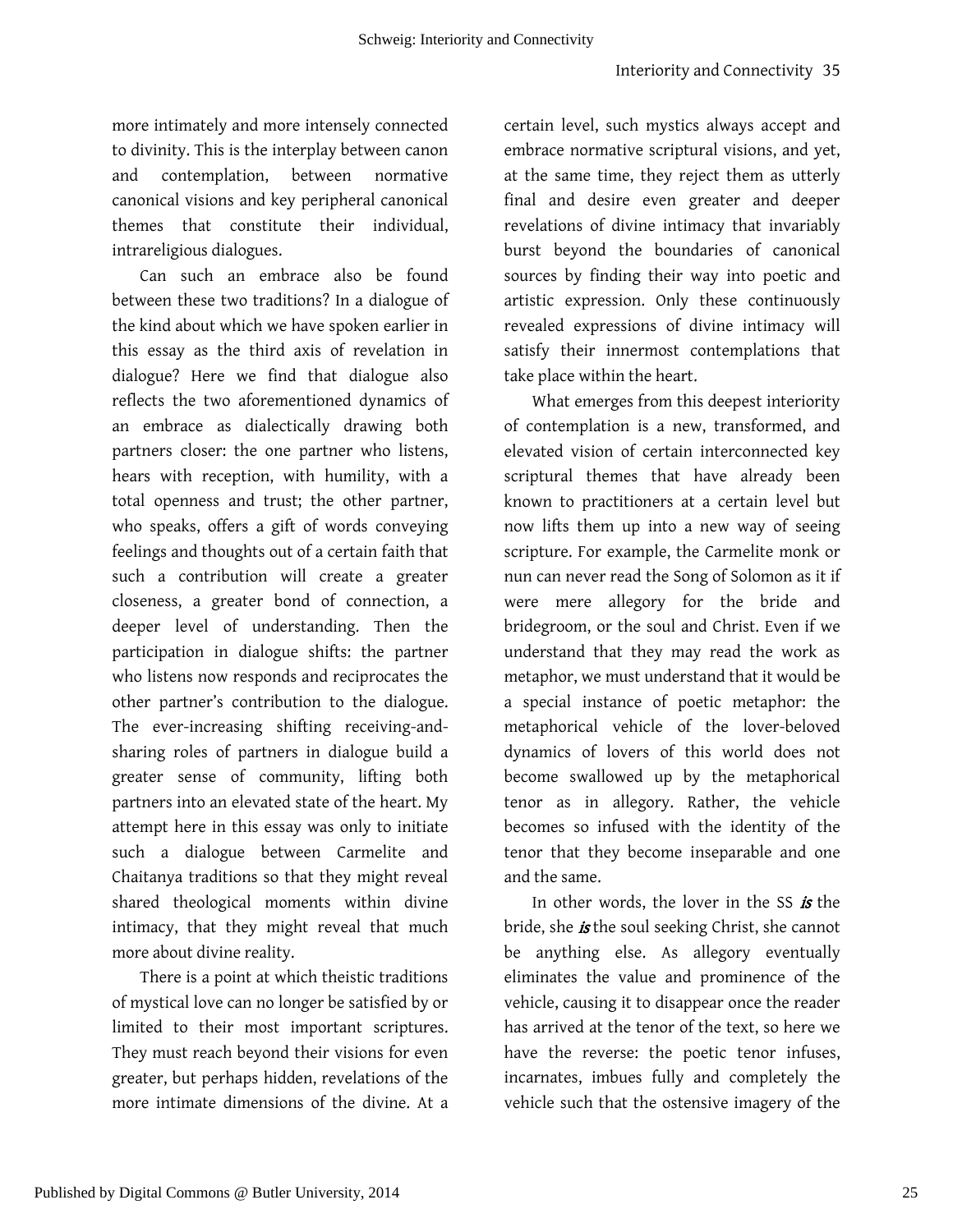more intimately and more intensely connected to divinity. This is the interplay between canon and contemplation, between normative canonical visions and key peripheral canonical themes that constitute their individual, intrareligious dialogues.

Can such an embrace also be found between these two traditions? In a dialogue of the kind about which we have spoken earlier in this essay as the third axis of revelation in dialogue? Here we find that dialogue also reflects the two aforementioned dynamics of an embrace as dialectically drawing both partners closer: the one partner who listens, hears with reception, with humility, with a total openness and trust; the other partner, who speaks, offers a gift of words conveying feelings and thoughts out of a certain faith that such a contribution will create a greater closeness, a greater bond of connection, a deeper level of understanding. Then the participation in dialogue shifts: the partner who listens now responds and reciprocates the other partner's contribution to the dialogue. The ever-increasing shifting receiving-and-sharing roles of partners in dialogue build a greater sense of community, lifting both partners into an elevated state of the heart. My attempt here in this essay was only to initiate such a dialogue between Carmelite and Chaitanya traditions so that they might reveal shared theological moments within divine intimacy, that they might reveal that much more about divine reality.

There is a point at which theistic traditions of mystical love can no longer be satisfied by or limited to their most important scriptures. They must reach beyond their visions for even greater, but perhaps hidden, revelations of the more intimate dimensions of the divine. At a certain level, such mystics always accept and embrace normative scriptural visions, and yet, at the same time, they reject them as utterly final and desire even greater and deeper revelations of divine intimacy that invariably burst beyond the boundaries of canonical sources by finding their way into poetic and artistic expression. Only these continuously revealed expressions of divine intimacy will satisfy their innermost contemplations that take place within the heart.

What emerges from this deepest interiority of contemplation is a new, transformed, and elevated vision of certain interconnected key scriptural themes that have already been known to practitioners at a certain level but now lifts them up into a new way of seeing scripture. For example, the Carmelite monk or nun can never read the Song of Solomon as it if were mere allegory for the bride and bridegroom, or the soul and Christ. Even if we understand that they may read the work as metaphor, we must understand that it would be a special instance of poetic metaphor: the metaphorical vehicle of the lover-beloved dynamics of lovers of this world does not become swallowed up by the metaphorical tenor as in allegory. Rather, the vehicle becomes so infused with the identity of the tenor that they become inseparable and one and the same.

In other words, the lover in the SS ***is*** the bride, she ***is*** the soul seeking Christ, she cannot be anything else. As allegory eventually eliminates the value and prominence of the vehicle, causing it to disappear once the reader has arrived at the tenor of the text, so here we have the reverse: the poetic tenor infuses, incarnates, imbues fully and completely the vehicle such that the ostensive imagery of the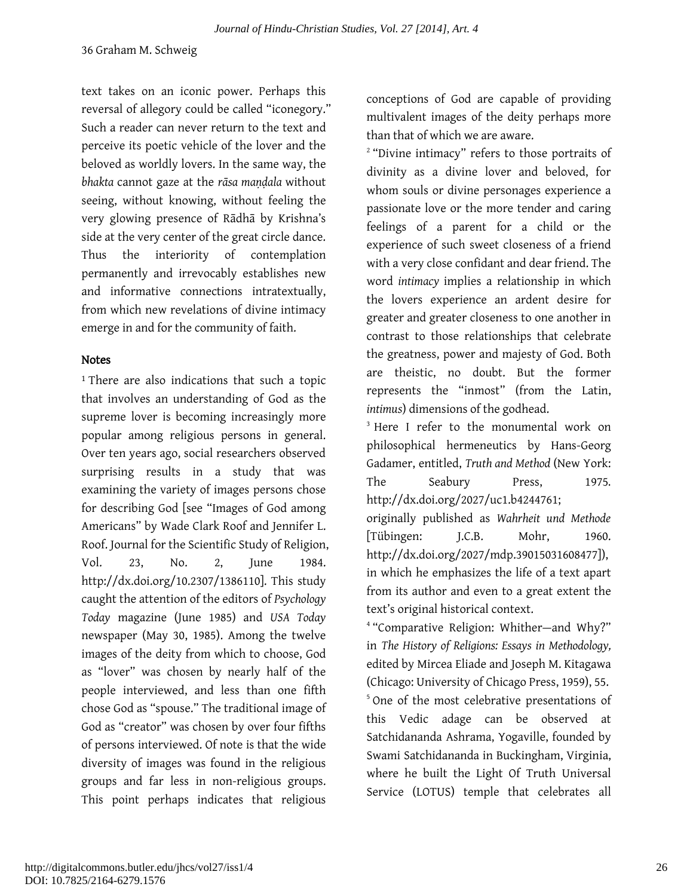text takes on an iconic power. Perhaps this reversal of allegory could be called "iconegory." Such a reader can never return to the text and perceive its poetic vehicle of the lover and the beloved as worldly lovers. In the same way, the *bhakta* cannot gaze at the *rāsa maṇḍala* without seeing, without knowing, without feeling the very glowing presence of Rādhā by Krishna's side at the very center of the great circle dance. Thus the interiority of contemplation permanently and irrevocably establishes new and informative connections intratextually, from which new revelations of divine intimacy emerge in and for the community of faith.

## Notes

[1] There are also indications that such a topic that involves an understanding of God as the supreme lover is becoming increasingly more popular among religious persons in general. Over ten years ago, social researchers observed surprising results in a study that was examining the variety of images persons chose for describing God [see "Images of God among Americans" by Wade Clark Roof and Jennifer L. Roof. Journal for the Scientific Study of Religion, Vol. 23, No. 2, June 1984. http://dx.doi.org/10.2307/1386110]. This study caught the attention of the editors of *Psychology Today* magazine (June 1985) and *USA Today* newspaper (May 30, 1985). Among the twelve images of the deity from which to choose, God as "lover" was chosen by nearly half of the people interviewed, and less than one fifth chose God as "spouse." The traditional image of God as "creator" was chosen by over four fifths of persons interviewed. Of note is that the wide diversity of images was found in the religious groups and far less in non-religious groups. This point perhaps indicates that religious conceptions of God are capable of providing multivalent images of the deity perhaps more than that of which we are aware.

[2] "Divine intimacy" refers to those portraits of divinity as a divine lover and beloved, for whom souls or divine personages experience a passionate love or the more tender and caring feelings of a parent for a child or the experience of such sweet closeness of a friend with a very close confidant and dear friend. The word *intimacy* implies a relationship in which the lovers experience an ardent desire for greater and greater closeness to one another in contrast to those relationships that celebrate the greatness, power and majesty of God. Both are theistic, no doubt. But the former represents the "inmost" (from the Latin, *intimus*) dimensions of the godhead.

[3] Here I refer to the monumental work on philosophical hermeneutics by Hans-Georg Gadamer, entitled, *Truth and Method* (New York: The Seabury Press, 1975. http://dx.doi.org/2027/uc1.b4244761; originally published as *Wahrheit und Methode* [Tübingen: J.C.B. Mohr, 1960. http://dx.doi.org/2027/mdp.39015031608477]), in which he emphasizes the life of a text apart from its author and even to a great extent the text's original historical context.

[4] "Comparative Religion: Whither—and Why?" in *The History of Religions: Essays in Methodology,* edited by Mircea Eliade and Joseph M. Kitagawa (Chicago: University of Chicago Press, 1959), 55.

[5] One of the most celebrative presentations of this Vedic adage can be observed at Satchidananda Ashrama, Yogaville, founded by Swami Satchidananda in Buckingham, Virginia, where he built the Light Of Truth Universal Service (LOTUS) temple that celebrates all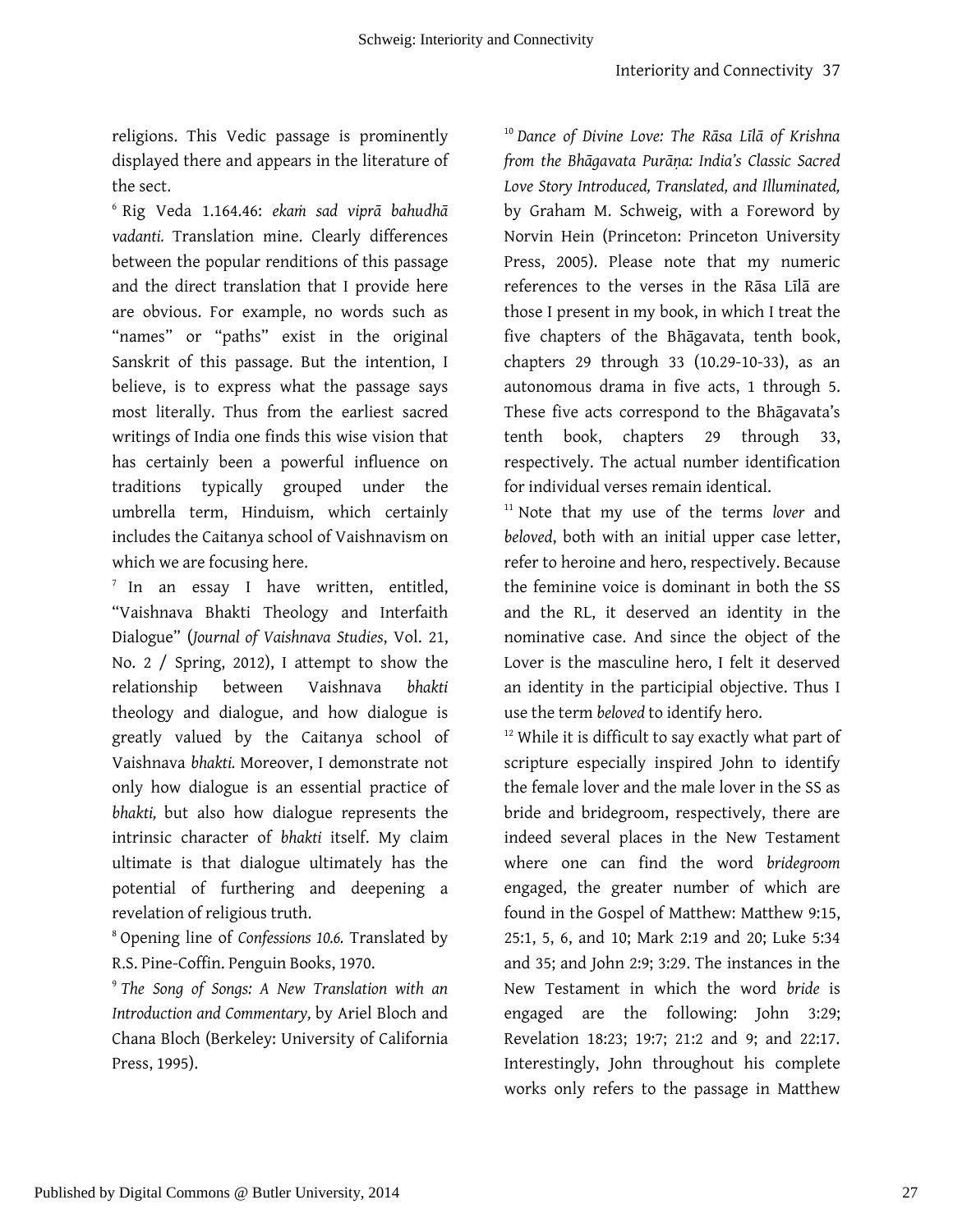religions. This Vedic passage is prominently displayed there and appears in the literature of the sect.

[6] Rig Veda 1.164.46: *ekaṁ sad viprā bahudhā vadanti.* Translation mine. Clearly differences between the popular renditions of this passage and the direct translation that I provide here are obvious. For example, no words such as "names" or "paths" exist in the original Sanskrit of this passage. But the intention, I believe, is to express what the passage says most literally. Thus from the earliest sacred writings of India one finds this wise vision that has certainly been a powerful influence on traditions typically grouped under the umbrella term, Hinduism, which certainly includes the Caitanya school of Vaishnavism on which we are focusing here.

[7] In an essay I have written, entitled, "Vaishnava Bhakti Theology and Interfaith Dialogue" (*Journal of Vaishnava Studies*, Vol. 21, No. 2 / Spring, 2012), I attempt to show the relationship between Vaishnava *bhakti* theology and dialogue, and how dialogue is greatly valued by the Caitanya school of Vaishnava *bhakti.* Moreover, I demonstrate not only how dialogue is an essential practice of *bhakti,* but also how dialogue represents the intrinsic character of *bhakti* itself. My claim ultimate is that dialogue ultimately has the potential of furthering and deepening a revelation of religious truth.

[8] Opening line of *Confessions 10.6.* Translated by R.S. Pine-Coffin. Penguin Books, 1970.

[9] *The Song of Songs: A New Translation with an Introduction and Commentary,* by Ariel Bloch and Chana Bloch (Berkeley: University of California Press, 1995).

[10] *Dance of Divine Love: The Rāsa Līlā of Krishna from the Bhāgavata Purāṇa: India's Classic Sacred Love Story Introduced, Translated, and Illuminated,* by Graham M. Schweig, with a Foreword by Norvin Hein (Princeton: Princeton University Press, 2005). Please note that my numeric references to the verses in the Rāsa Līlā are those I present in my book, in which I treat the five chapters of the Bhāgavata, tenth book, chapters 29 through 33 (10.29-10-33), as an autonomous drama in five acts, 1 through 5. These five acts correspond to the Bhāgavata's tenth book, chapters 29 through 33, respectively. The actual number identification for individual verses remain identical.

[11] Note that my use of the terms *lover* and *beloved*, both with an initial upper case letter, refer to heroine and hero, respectively. Because the feminine voice is dominant in both the SS and the RL, it deserved an identity in the nominative case. And since the object of the Lover is the masculine hero, I felt it deserved an identity in the participial objective. Thus I use the term *beloved* to identify hero.

[12] While it is difficult to say exactly what part of scripture especially inspired John to identify the female lover and the male lover in the SS as bride and bridegroom, respectively, there are indeed several places in the New Testament where one can find the word *bridegroom* engaged, the greater number of which are found in the Gospel of Matthew: Matthew 9:15, 25:1, 5, 6, and 10; Mark 2:19 and 20; Luke 5:34 and 35; and John 2:9; 3:29. The instances in the New Testament in which the word *bride* is engaged are the following: John 3:29; Revelation 18:23; 19:7; 21:2 and 9; and 22:17. Interestingly, John throughout his complete works only refers to the passage in Matthew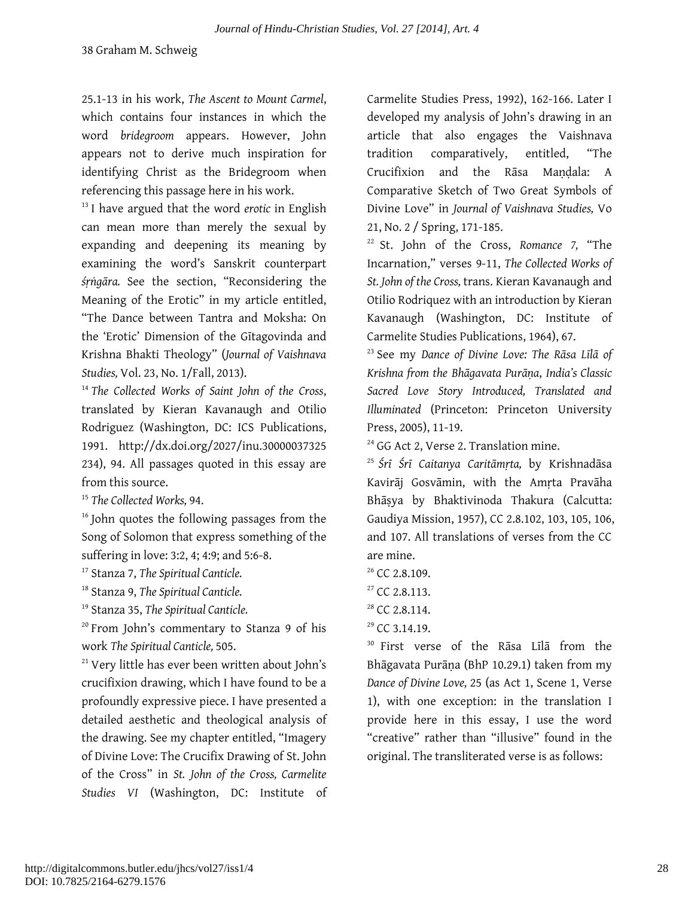25.1-13 in his work, *The Ascent to Mount Carmel*, which contains four instances in which the word *bridegroom* appears. However, John appears not to derive much inspiration for identifying Christ as the Bridegroom when referencing this passage here in his work.

[13] I have argued that the word *erotic* in English can mean more than merely the sexual by expanding and deepening its meaning by examining the word's Sanskrit counterpart *śṛṅgāra.* See the section, "Reconsidering the Meaning of the Erotic" in my article entitled, "The Dance between Tantra and Moksha: On the 'Erotic' Dimension of the Gītagovinda and Krishna Bhakti Theology" (*Journal of Vaishnava Studies,* Vol. 23, No. 1/Fall, 2013).

[14] *The Collected Works of Saint John of the Cross*, translated by Kieran Kavanaugh and Otilio Rodriguez (Washington, DC: ICS Publications, 1991. http://dx.doi.org/2027/inu.30000037325 234), 94. All passages quoted in this essay are from this source.

[15] *The Collected Works,* 94.

[16] John quotes the following passages from the Song of Solomon that express something of the suffering in love: 3:2, 4; 4:9; and 5:6-8.

[17] Stanza 7, *The Spiritual Canticle.*

[18] Stanza 9, *The Spiritual Canticle.*

[19] Stanza 35, *The Spiritual Canticle.*

[20] From John's commentary to Stanza 9 of his work *The Spiritual Canticle,* 505.

[21] Very little has ever been written about John's crucifixion drawing, which I have found to be a profoundly expressive piece. I have presented a detailed aesthetic and theological analysis of the drawing. See my chapter entitled, "Imagery of Divine Love: The Crucifix Drawing of St. John of the Cross" in *St. John of the Cross, Carmelite Studies VI* (Washington, DC: Institute of Carmelite Studies Press, 1992), 162-166. Later I developed my analysis of John's drawing in an article that also engages the Vaishnava tradition comparatively, entitled, "The Crucifixion and the Rāsa Maṇḍala: A Comparative Sketch of Two Great Symbols of Divine Love" in *Journal of Vaishnava Studies,* Vo 21, No. 2 / Spring, 171-185.

[22] St. John of the Cross, *Romance 7,* "The Incarnation," verses 9-11, *The Collected Works of St. John of the Cross,* trans. Kieran Kavanaugh and Otilio Rodriquez with an introduction by Kieran Kavanaugh (Washington, DC: Institute of Carmelite Studies Publications, 1964), 67.

[23] See my *Dance of Divine Love: The Rāsa Līlā of Krishna from the Bhāgavata Purāṇa*, *India's Classic Sacred Love Story Introduced, Translated and Illuminated* (Princeton: Princeton University Press, 2005), 11-19.

[24] GG Act 2, Verse 2. Translation mine.

[25] *Śrī Śrī Caitanya Caritāmṛta,* by Krishnadāsa Kavirāj Gosvāmin, with the Amṛta Pravāha Bhāṣya by Bhaktivinoda Thakura (Calcutta: Gaudiya Mission, 1957), CC 2.8.102, 103, 105, 106, and 107. All translations of verses from the CC are mine.

[26] CC 2.8.109.

[27] CC 2.8.113.

[28] CC 2.8.114.

[29] CC 3.14.19.

[30] First verse of the Rāsa Līlā from the Bhāgavata Purāṇa (BhP 10.29.1) taken from my *Dance of Divine Love,* 25 (as Act 1, Scene 1, Verse 1), with one exception: in the translation I provide here in this essay, I use the word "creative" rather than "illusive" found in the original. The transliterated verse is as follows: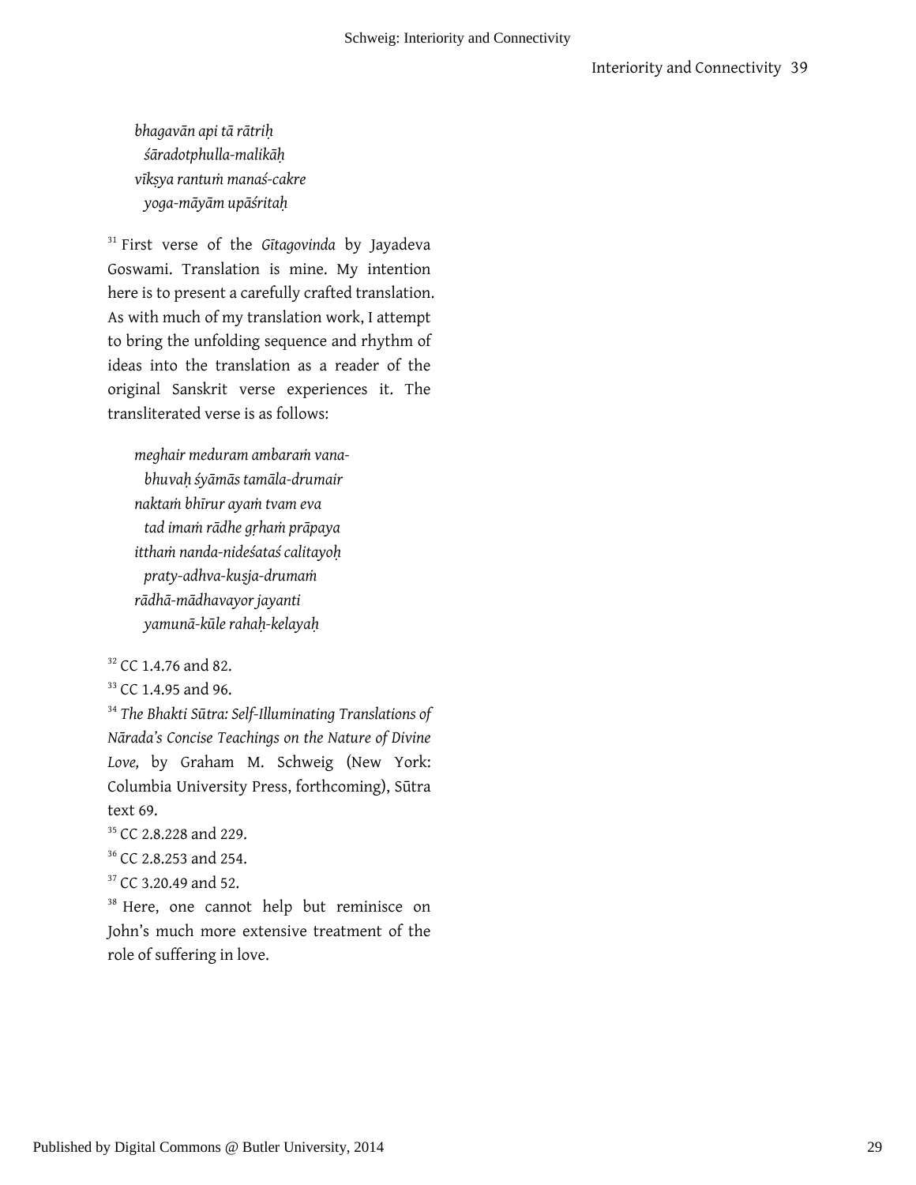*bhagavān api tā rātriḥ*
*śāradotphulla-malikāḥ*
*vīkṣya rantuṁ manaś-cakre*
*yoga-māyām upāśritaḥ*

[31] First verse of the *Gītagovinda* by Jayadeva Goswami. Translation is mine. My intention here is to present a carefully crafted translation. As with much of my translation work, I attempt to bring the unfolding sequence and rhythm of ideas into the translation as a reader of the original Sanskrit verse experiences it. The transliterated verse is as follows:

*meghair meduram ambaraṁ vana-*
*bhuvaḥ śyāmās tamāla-drumair*
*naktaṁ bhīrur ayaṁ tvam eva*
*tad imaṁ rādhe gṛhaṁ prāpaya*
*itthaṁ nanda-nideśataś calitayoḥ*
*praty-adhva-kuṣja-drumaṁ*
*rādhā-mādhavayor jayanti*
*yamunā-kūle rahaḥ-kelayaḥ*

[32] CC 1.4.76 and 82.

[33] CC 1.4.95 and 96.

[34] *The Bhakti Sūtra: Self-Illuminating Translations of Nārada's Concise Teachings on the Nature of Divine Love,* by Graham M. Schweig (New York: Columbia University Press, forthcoming), Sūtra text 69.

[35] CC 2.8.228 and 229.

[36] CC 2.8.253 and 254.

[37] CC 3.20.49 and 52.

[38] Here, one cannot help but reminisce on John's much more extensive treatment of the role of suffering in love.